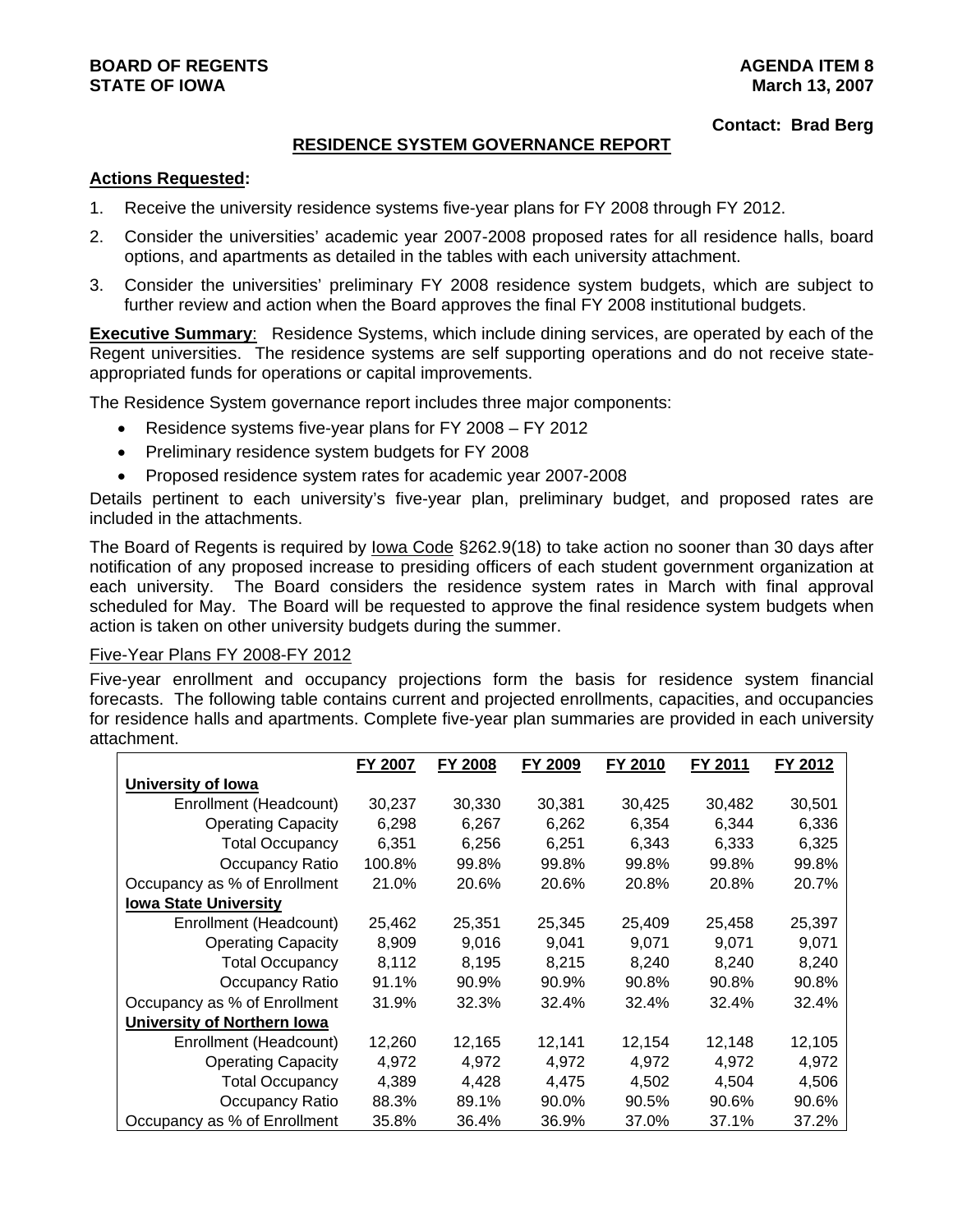**BOARD OF REGENTS**
**STATE OF IOWA**

**AGENDA ITEM 8**
**March 13, 2007**

**Contact: Brad Berg**

## RESIDENCE SYSTEM GOVERNANCE REPORT

**Actions Requested:**

1. Receive the university residence systems five-year plans for FY 2008 through FY 2012.
2. Consider the universities' academic year 2007-2008 proposed rates for all residence halls, board options, and apartments as detailed in the tables with each university attachment.
3. Consider the universities' preliminary FY 2008 residence system budgets, which are subject to further review and action when the Board approves the final FY 2008 institutional budgets.

**Executive Summary**: Residence Systems, which include dining services, are operated by each of the Regent universities. The residence systems are self supporting operations and do not receive state-appropriated funds for operations or capital improvements.

The Residence System governance report includes three major components:

- Residence systems five-year plans for FY 2008 – FY 2012
- Preliminary residence system budgets for FY 2008
- Proposed residence system rates for academic year 2007-2008

Details pertinent to each university's five-year plan, preliminary budget, and proposed rates are included in the attachments.

The Board of Regents is required by Iowa Code §262.9(18) to take action no sooner than 30 days after notification of any proposed increase to presiding officers of each student government organization at each university. The Board considers the residence system rates in March with final approval scheduled for May. The Board will be requested to approve the final residence system budgets when action is taken on other university budgets during the summer.

Five-Year Plans FY 2008-FY 2012

Five-year enrollment and occupancy projections form the basis for residence system financial forecasts. The following table contains current and projected enrollments, capacities, and occupancies for residence halls and apartments. Complete five-year plan summaries are provided in each university attachment.

| | FY 2007 | FY 2008 | FY 2009 | FY 2010 | FY 2011 | FY 2012 |
|---|---|---|---|---|---|---|
| **University of Iowa** | | | | | | |
| Enrollment (Headcount) | 30,237 | 30,330 | 30,381 | 30,425 | 30,482 | 30,501 |
| Operating Capacity | 6,298 | 6,267 | 6,262 | 6,354 | 6,344 | 6,336 |
| Total Occupancy | 6,351 | 6,256 | 6,251 | 6,343 | 6,333 | 6,325 |
| Occupancy Ratio | 100.8% | 99.8% | 99.8% | 99.8% | 99.8% | 99.8% |
| Occupancy as % of Enrollment | 21.0% | 20.6% | 20.6% | 20.8% | 20.8% | 20.7% |
| **Iowa State University** | | | | | | |
| Enrollment (Headcount) | 25,462 | 25,351 | 25,345 | 25,409 | 25,458 | 25,397 |
| Operating Capacity | 8,909 | 9,016 | 9,041 | 9,071 | 9,071 | 9,071 |
| Total Occupancy | 8,112 | 8,195 | 8,215 | 8,240 | 8,240 | 8,240 |
| Occupancy Ratio | 91.1% | 90.9% | 90.9% | 90.8% | 90.8% | 90.8% |
| Occupancy as % of Enrollment | 31.9% | 32.3% | 32.4% | 32.4% | 32.4% | 32.4% |
| **University of Northern Iowa** | | | | | | |
| Enrollment (Headcount) | 12,260 | 12,165 | 12,141 | 12,154 | 12,148 | 12,105 |
| Operating Capacity | 4,972 | 4,972 | 4,972 | 4,972 | 4,972 | 4,972 |
| Total Occupancy | 4,389 | 4,428 | 4,475 | 4,502 | 4,504 | 4,506 |
| Occupancy Ratio | 88.3% | 89.1% | 90.0% | 90.5% | 90.6% | 90.6% |
| Occupancy as % of Enrollment | 35.8% | 36.4% | 36.9% | 37.0% | 37.1% | 37.2% |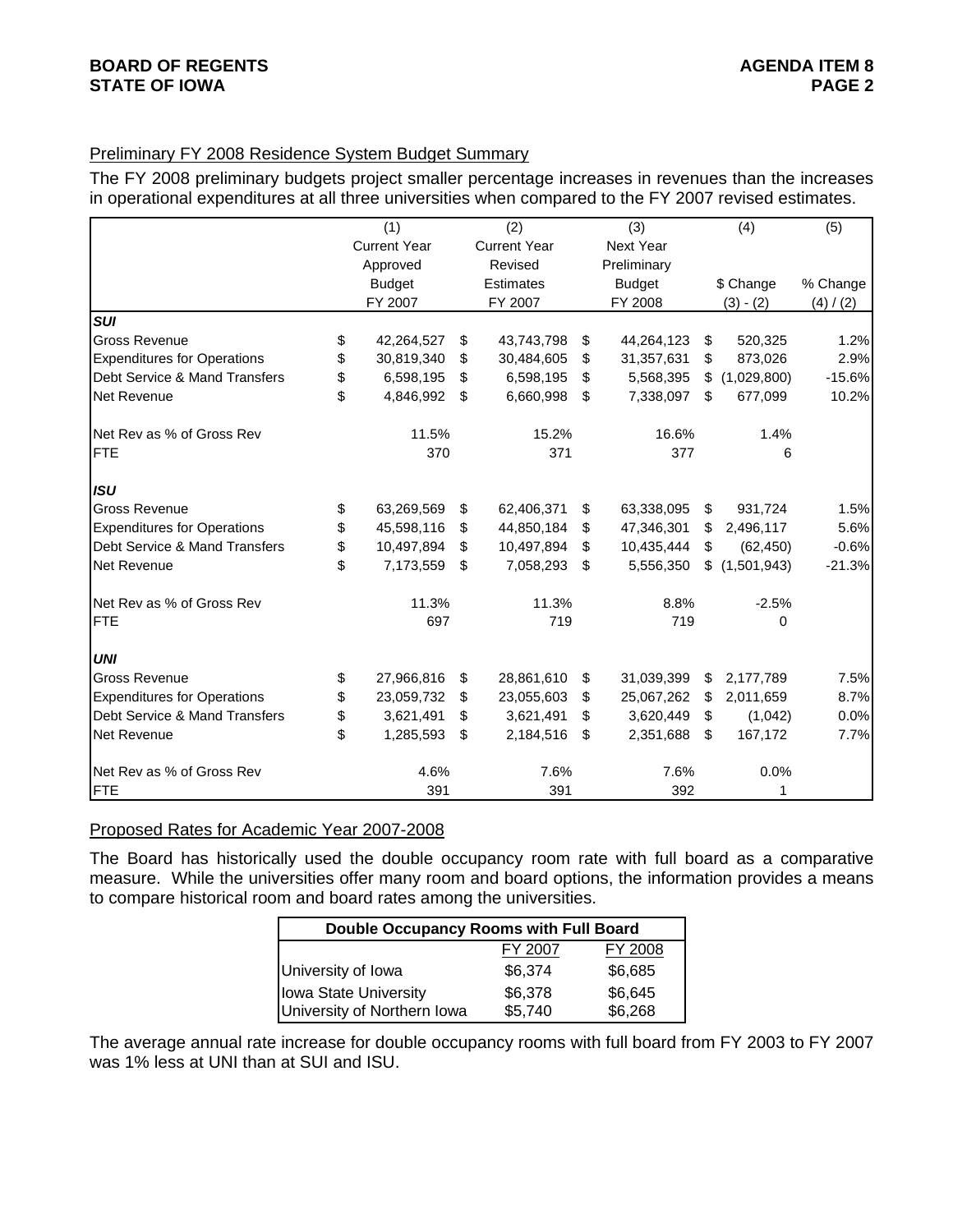## Preliminary FY 2008 Residence System Budget Summary

The FY 2008 preliminary budgets project smaller percentage increases in revenues than the increases in operational expenditures at all three universities when compared to the FY 2007 revised estimates.

| | (1) Current Year Approved Budget FY 2007 | (2) Current Year Revised Estimates FY 2007 | (3) Next Year Preliminary Budget FY 2008 | (4) $ Change (3) - (2) | (5) % Change (4) / (2) |
|---|---|---|---|---|---|
| ***SUI*** | | | | | |
| Gross Revenue | $ 42,264,527 | $ 43,743,798 | $ 44,264,123 | $ 520,325 | 1.2% |
| Expenditures for Operations | $ 30,819,340 | $ 30,484,605 | $ 31,357,631 | $ 873,026 | 2.9% |
| Debt Service & Mand Transfers | $ 6,598,195 | $ 6,598,195 | $ 5,568,395 | $ (1,029,800) | -15.6% |
| Net Revenue | $ 4,846,992 | $ 6,660,998 | $ 7,338,097 | $ 677,099 | 10.2% |
| Net Rev as % of Gross Rev | 11.5% | 15.2% | 16.6% | 1.4% | |
| FTE | 370 | 371 | 377 | 6 | |
| ***ISU*** | | | | | |
| Gross Revenue | $ 63,269,569 | $ 62,406,371 | $ 63,338,095 | $ 931,724 | 1.5% |
| Expenditures for Operations | $ 45,598,116 | $ 44,850,184 | $ 47,346,301 | $ 2,496,117 | 5.6% |
| Debt Service & Mand Transfers | $ 10,497,894 | $ 10,497,894 | $ 10,435,444 | $ (62,450) | -0.6% |
| Net Revenue | $ 7,173,559 | $ 7,058,293 | $ 5,556,350 | $ (1,501,943) | -21.3% |
| Net Rev as % of Gross Rev | 11.3% | 11.3% | 8.8% | -2.5% | |
| FTE | 697 | 719 | 719 | 0 | |
| ***UNI*** | | | | | |
| Gross Revenue | $ 27,966,816 | $ 28,861,610 | $ 31,039,399 | $ 2,177,789 | 7.5% |
| Expenditures for Operations | $ 23,059,732 | $ 23,055,603 | $ 25,067,262 | $ 2,011,659 | 8.7% |
| Debt Service & Mand Transfers | $ 3,621,491 | $ 3,621,491 | $ 3,620,449 | $ (1,042) | 0.0% |
| Net Revenue | $ 1,285,593 | $ 2,184,516 | $ 2,351,688 | $ 167,172 | 7.7% |
| Net Rev as % of Gross Rev | 4.6% | 7.6% | 7.6% | 0.0% | |
| FTE | 391 | 391 | 392 | 1 | |

## Proposed Rates for Academic Year 2007-2008

The Board has historically used the double occupancy room rate with full board as a comparative measure. While the universities offer many room and board options, the information provides a means to compare historical room and board rates among the universities.

| Double Occupancy Rooms with Full Board | FY 2007 | FY 2008 |
|---|---|---|
| University of Iowa | $6,374 | $6,685 |
| Iowa State University | $6,378 | $6,645 |
| University of Northern Iowa | $5,740 | $6,268 |

The average annual rate increase for double occupancy rooms with full board from FY 2003 to FY 2007 was 1% less at UNI than at SUI and ISU.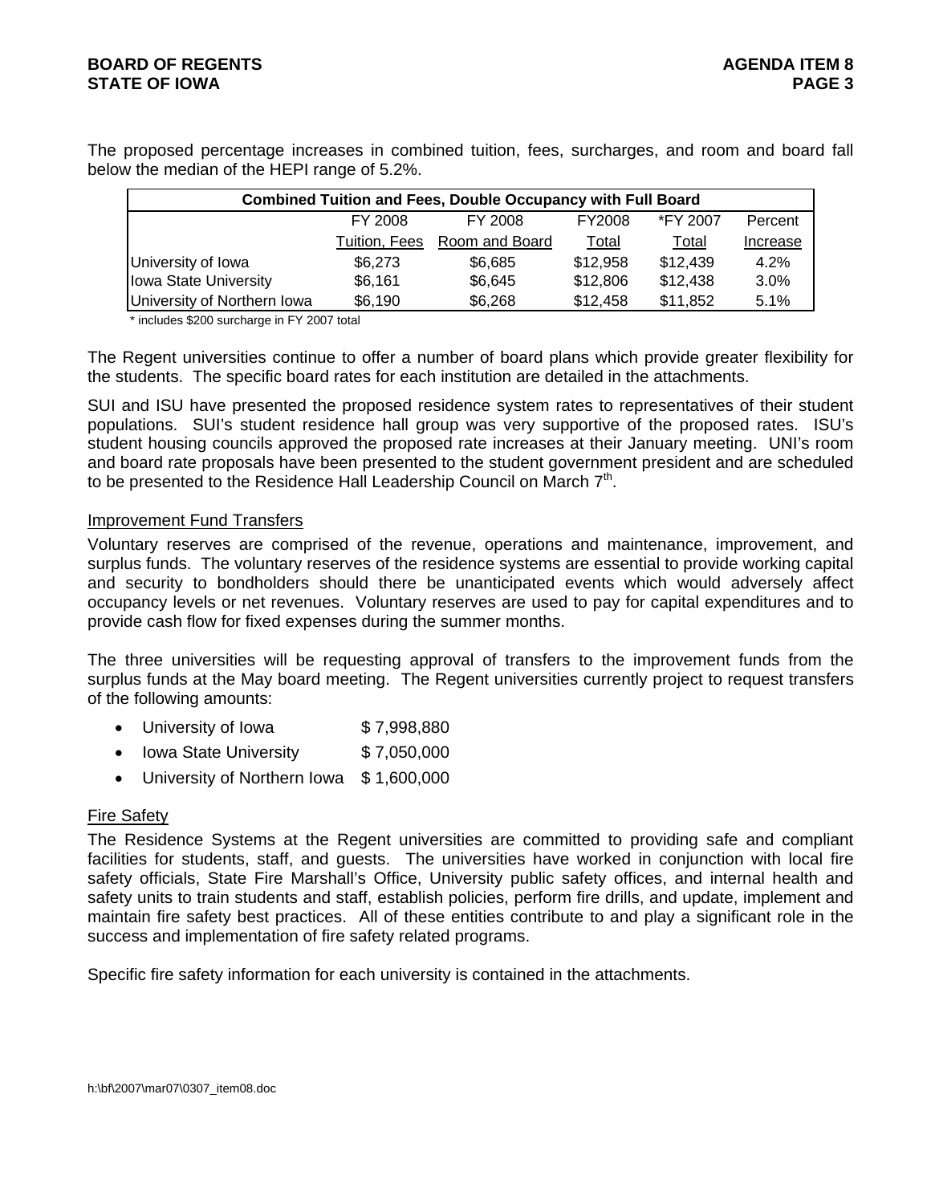The proposed percentage increases in combined tuition, fees, surcharges, and room and board fall below the median of the HEPI range of 5.2%.

| Combined Tuition and Fees, Double Occupancy with Full Board | | | | | |
|---|---|---|---|---|---|
| | FY 2008 Tuition, Fees | FY 2008 Room and Board | FY2008 Total | *FY 2007 Total | Percent Increase |
| University of Iowa | $6,273 | $6,685 | $12,958 | $12,439 | 4.2% |
| Iowa State University | $6,161 | $6,645 | $12,806 | $12,438 | 3.0% |
| University of Northern Iowa | $6,190 | $6,268 | $12,458 | $11,852 | 5.1% |

* includes $200 surcharge in FY 2007 total

The Regent universities continue to offer a number of board plans which provide greater flexibility for the students. The specific board rates for each institution are detailed in the attachments.

SUI and ISU have presented the proposed residence system rates to representatives of their student populations. SUI's student residence hall group was very supportive of the proposed rates. ISU's student housing councils approved the proposed rate increases at their January meeting. UNI's room and board rate proposals have been presented to the student government president and are scheduled to be presented to the Residence Hall Leadership Council on March 7th.

## Improvement Fund Transfers

Voluntary reserves are comprised of the revenue, operations and maintenance, improvement, and surplus funds. The voluntary reserves of the residence systems are essential to provide working capital and security to bondholders should there be unanticipated events which would adversely affect occupancy levels or net revenues. Voluntary reserves are used to pay for capital expenditures and to provide cash flow for fixed expenses during the summer months.

The three universities will be requesting approval of transfers to the improvement funds from the surplus funds at the May board meeting. The Regent universities currently project to request transfers of the following amounts:

- University of Iowa $ 7,998,880
- Iowa State University $ 7,050,000
- University of Northern Iowa $ 1,600,000

## Fire Safety

The Residence Systems at the Regent universities are committed to providing safe and compliant facilities for students, staff, and guests. The universities have worked in conjunction with local fire safety officials, State Fire Marshall's Office, University public safety offices, and internal health and safety units to train students and staff, establish policies, perform fire drills, and update, implement and maintain fire safety best practices. All of these entities contribute to and play a significant role in the success and implementation of fire safety related programs.

Specific fire safety information for each university is contained in the attachments.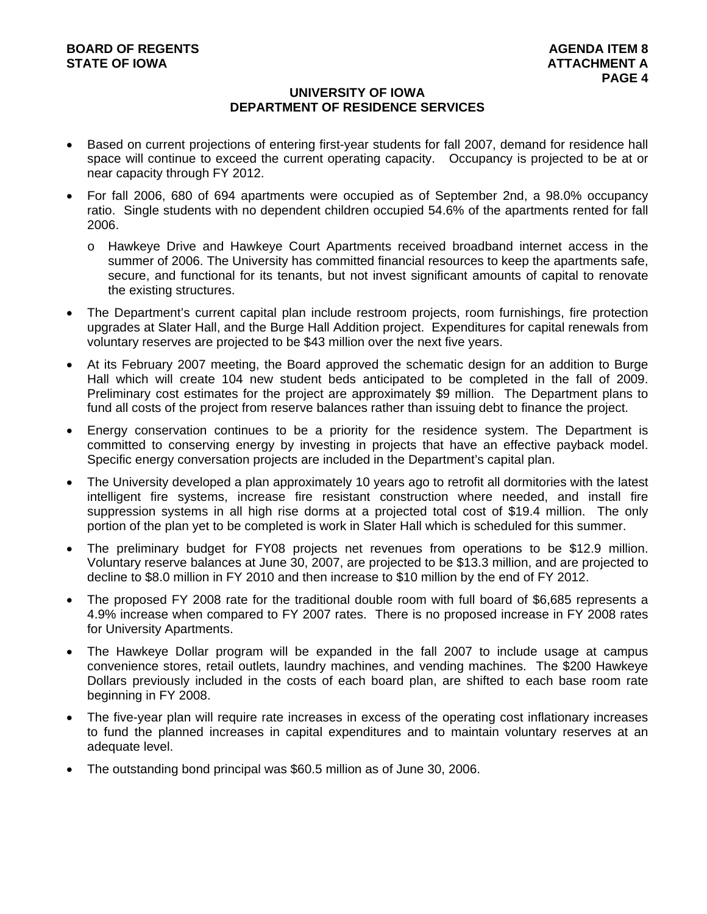## UNIVERSITY OF IOWA
## DEPARTMENT OF RESIDENCE SERVICES

- Based on current projections of entering first-year students for fall 2007, demand for residence hall space will continue to exceed the current operating capacity. Occupancy is projected to be at or near capacity through FY 2012.
- For fall 2006, 680 of 694 apartments were occupied as of September 2nd, a 98.0% occupancy ratio. Single students with no dependent children occupied 54.6% of the apartments rented for fall 2006.
  - o Hawkeye Drive and Hawkeye Court Apartments received broadband internet access in the summer of 2006. The University has committed financial resources to keep the apartments safe, secure, and functional for its tenants, but not invest significant amounts of capital to renovate the existing structures.
- The Department's current capital plan include restroom projects, room furnishings, fire protection upgrades at Slater Hall, and the Burge Hall Addition project. Expenditures for capital renewals from voluntary reserves are projected to be $43 million over the next five years.
- At its February 2007 meeting, the Board approved the schematic design for an addition to Burge Hall which will create 104 new student beds anticipated to be completed in the fall of 2009. Preliminary cost estimates for the project are approximately $9 million. The Department plans to fund all costs of the project from reserve balances rather than issuing debt to finance the project.
- Energy conservation continues to be a priority for the residence system. The Department is committed to conserving energy by investing in projects that have an effective payback model. Specific energy conversation projects are included in the Department's capital plan.
- The University developed a plan approximately 10 years ago to retrofit all dormitories with the latest intelligent fire systems, increase fire resistant construction where needed, and install fire suppression systems in all high rise dorms at a projected total cost of $19.4 million. The only portion of the plan yet to be completed is work in Slater Hall which is scheduled for this summer.
- The preliminary budget for FY08 projects net revenues from operations to be $12.9 million. Voluntary reserve balances at June 30, 2007, are projected to be $13.3 million, and are projected to decline to $8.0 million in FY 2010 and then increase to $10 million by the end of FY 2012.
- The proposed FY 2008 rate for the traditional double room with full board of $6,685 represents a 4.9% increase when compared to FY 2007 rates. There is no proposed increase in FY 2008 rates for University Apartments.
- The Hawkeye Dollar program will be expanded in the fall 2007 to include usage at campus convenience stores, retail outlets, laundry machines, and vending machines. The $200 Hawkeye Dollars previously included in the costs of each board plan, are shifted to each base room rate beginning in FY 2008.
- The five-year plan will require rate increases in excess of the operating cost inflationary increases to fund the planned increases in capital expenditures and to maintain voluntary reserves at an adequate level.
- The outstanding bond principal was $60.5 million as of June 30, 2006.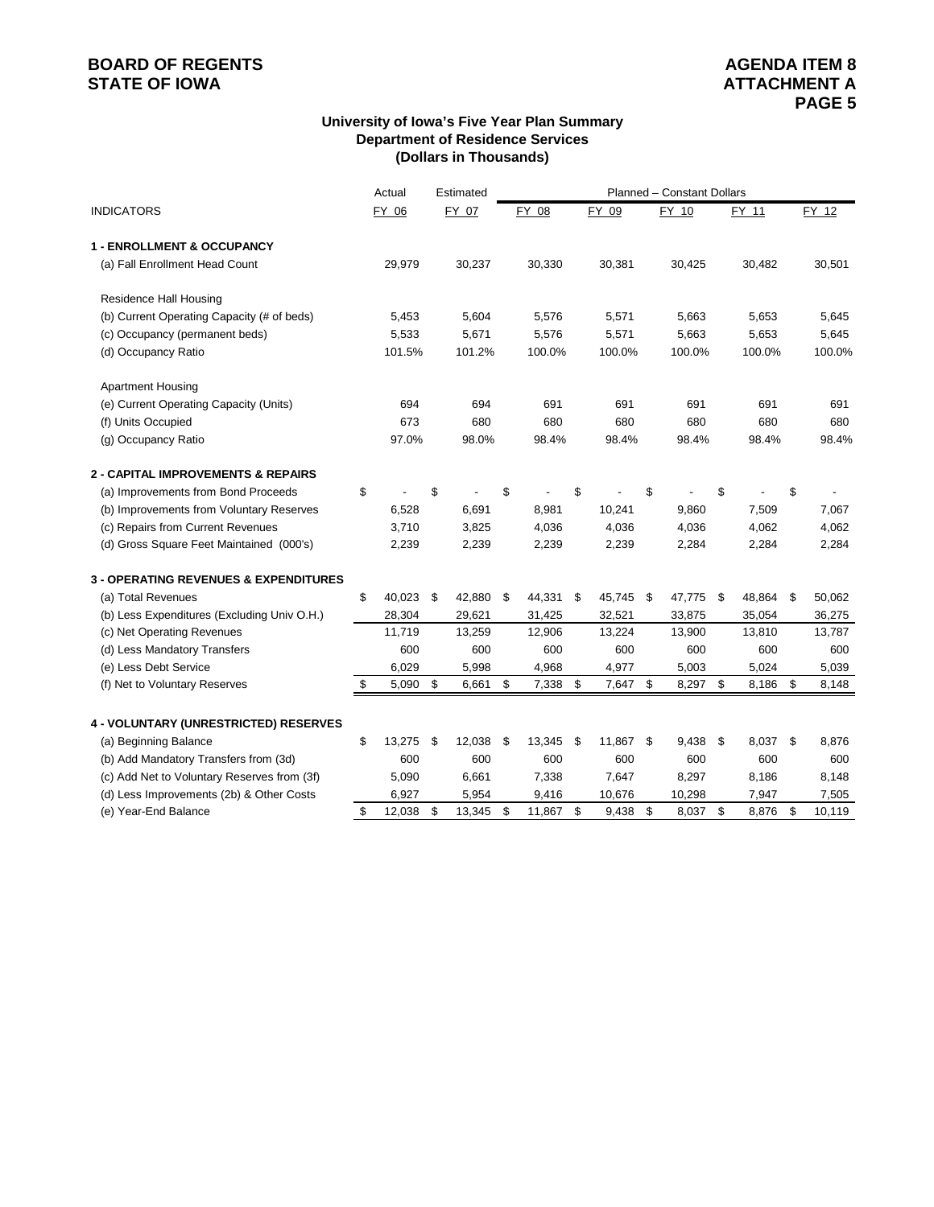**BOARD OF REGENTS**
**STATE OF IOWA**

**AGENDA ITEM 8**
**ATTACHMENT A**
**PAGE 5**

### University of Iowa's Five Year Plan Summary
### Department of Residence Services
### (Dollars in Thousands)

| | Actual | Estimated | Planned – Constant Dollars | | | | |
|---|---|---|---|---|---|---|---|
| INDICATORS | FY 06 | FY 07 | FY 08 | FY 09 | FY 10 | FY 11 | FY 12 |
| **1 - ENROLLMENT & OCCUPANCY** | | | | | | | |
| (a) Fall Enrollment Head Count | 29,979 | 30,237 | 30,330 | 30,381 | 30,425 | 30,482 | 30,501 |
| Residence Hall Housing | | | | | | | |
| (b) Current Operating Capacity (# of beds) | 5,453 | 5,604 | 5,576 | 5,571 | 5,663 | 5,653 | 5,645 |
| (c) Occupancy (permanent beds) | 5,533 | 5,671 | 5,576 | 5,571 | 5,663 | 5,653 | 5,645 |
| (d) Occupancy Ratio | 101.5% | 101.2% | 100.0% | 100.0% | 100.0% | 100.0% | 100.0% |
| Apartment Housing | | | | | | | |
| (e) Current Operating Capacity (Units) | 694 | 694 | 691 | 691 | 691 | 691 | 691 |
| (f) Units Occupied | 673 | 680 | 680 | 680 | 680 | 680 | 680 |
| (g) Occupancy Ratio | 97.0% | 98.0% | 98.4% | 98.4% | 98.4% | 98.4% | 98.4% |
| **2 - CAPITAL IMPROVEMENTS & REPAIRS** | | | | | | | |
| (a) Improvements from Bond Proceeds | $ - | $ - | $ - | $ - | $ - | $ - | $ - |
| (b) Improvements from Voluntary Reserves | 6,528 | 6,691 | 8,981 | 10,241 | 9,860 | 7,509 | 7,067 |
| (c) Repairs from Current Revenues | 3,710 | 3,825 | 4,036 | 4,036 | 4,036 | 4,062 | 4,062 |
| (d) Gross Square Feet Maintained (000's) | 2,239 | 2,239 | 2,239 | 2,239 | 2,284 | 2,284 | 2,284 |
| **3 - OPERATING REVENUES & EXPENDITURES** | | | | | | | |
| (a) Total Revenues | $ 40,023 | $ 42,880 | $ 44,331 | $ 45,745 | $ 47,775 | $ 48,864 | $ 50,062 |
| (b) Less Expenditures (Excluding Univ O.H.) | 28,304 | 29,621 | 31,425 | 32,521 | 33,875 | 35,054 | 36,275 |
| (c) Net Operating Revenues | 11,719 | 13,259 | 12,906 | 13,224 | 13,900 | 13,810 | 13,787 |
| (d) Less Mandatory Transfers | 600 | 600 | 600 | 600 | 600 | 600 | 600 |
| (e) Less Debt Service | 6,029 | 5,998 | 4,968 | 4,977 | 5,003 | 5,024 | 5,039 |
| (f) Net to Voluntary Reserves | $ 5,090 | $ 6,661 | $ 7,338 | $ 7,647 | $ 8,297 | $ 8,186 | $ 8,148 |
| **4 - VOLUNTARY (UNRESTRICTED) RESERVES** | | | | | | | |
| (a) Beginning Balance | $ 13,275 | $ 12,038 | $ 13,345 | $ 11,867 | $ 9,438 | $ 8,037 | $ 8,876 |
| (b) Add Mandatory Transfers from (3d) | 600 | 600 | 600 | 600 | 600 | 600 | 600 |
| (c) Add Net to Voluntary Reserves from (3f) | 5,090 | 6,661 | 7,338 | 7,647 | 8,297 | 8,186 | 8,148 |
| (d) Less Improvements (2b) & Other Costs | 6,927 | 5,954 | 9,416 | 10,676 | 10,298 | 7,947 | 7,505 |
| (e) Year-End Balance | $ 12,038 | $ 13,345 | $ 11,867 | $ 9,438 | $ 8,037 | $ 8,876 | $ 10,119 |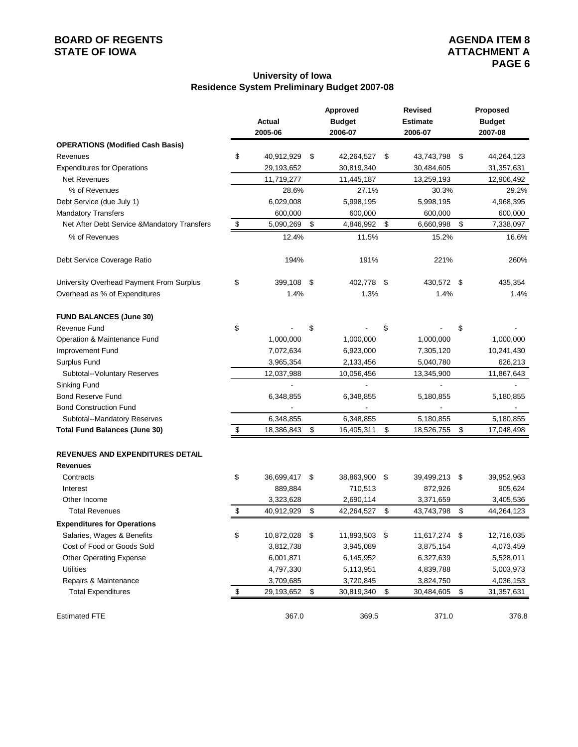## University of Iowa
## Residence System Preliminary Budget 2007-08

| | Actual 2005-06 | Approved Budget 2006-07 | Revised Estimate 2006-07 | Proposed Budget 2007-08 |
|---|---|---|---|---|
| **OPERATIONS (Modified Cash Basis)** | | | | |
| Revenues | $ 40,912,929 | $ 42,264,527 | $ 43,743,798 | $ 44,264,123 |
| Expenditures for Operations | 29,193,652 | 30,819,340 | 30,484,605 | 31,357,631 |
| Net Revenues | 11,719,277 | 11,445,187 | 13,259,193 | 12,906,492 |
| % of Revenues | 28.6% | 27.1% | 30.3% | 29.2% |
| Debt Service (due July 1) | 6,029,008 | 5,998,195 | 5,998,195 | 4,968,395 |
| Mandatory Transfers | 600,000 | 600,000 | 600,000 | 600,000 |
| Net After Debt Service &Mandatory Transfers | $ 5,090,269 | $ 4,846,992 | $ 6,660,998 | $ 7,338,097 |
| % of Revenues | 12.4% | 11.5% | 15.2% | 16.6% |
| Debt Service Coverage Ratio | 194% | 191% | 221% | 260% |
| University Overhead Payment From Surplus | $ 399,108 | $ 402,778 | $ 430,572 | $ 435,354 |
| Overhead as % of Expenditures | 1.4% | 1.3% | 1.4% | 1.4% |
| **FUND BALANCES (June 30)** | | | | |
| Revenue Fund | $ - | $ - | $ - | $ - |
| Operation & Maintenance Fund | 1,000,000 | 1,000,000 | 1,000,000 | 1,000,000 |
| Improvement Fund | 7,072,634 | 6,923,000 | 7,305,120 | 10,241,430 |
| Surplus Fund | 3,965,354 | 2,133,456 | 5,040,780 | 626,213 |
| Subtotal--Voluntary Reserves | 12,037,988 | 10,056,456 | 13,345,900 | 11,867,643 |
| Sinking Fund | - | - | - | - |
| Bond Reserve Fund | 6,348,855 | 6,348,855 | 5,180,855 | 5,180,855 |
| Bond Construction Fund | - | - | - | - |
| Subtotal--Mandatory Reserves | 6,348,855 | 6,348,855 | 5,180,855 | 5,180,855 |
| **Total Fund Balances (June 30)** | $ 18,386,843 | $ 16,405,311 | $ 18,526,755 | $ 17,048,498 |
| **REVENUES AND EXPENDITURES DETAIL** | | | | |
| **Revenues** | | | | |
| Contracts | $ 36,699,417 | $ 38,863,900 | $ 39,499,213 | $ 39,952,963 |
| Interest | 889,884 | 710,513 | 872,926 | 905,624 |
| Other Income | 3,323,628 | 2,690,114 | 3,371,659 | 3,405,536 |
| Total Revenues | $ 40,912,929 | $ 42,264,527 | $ 43,743,798 | $ 44,264,123 |
| **Expenditures for Operations** | | | | |
| Salaries, Wages & Benefits | $ 10,872,028 | $ 11,893,503 | $ 11,617,274 | $ 12,716,035 |
| Cost of Food or Goods Sold | 3,812,738 | 3,945,089 | 3,875,154 | 4,073,459 |
| Other Operating Expense | 6,001,871 | 6,145,952 | 6,327,639 | 5,528,011 |
| Utilities | 4,797,330 | 5,113,951 | 4,839,788 | 5,003,973 |
| Repairs & Maintenance | 3,709,685 | 3,720,845 | 3,824,750 | 4,036,153 |
| Total Expenditures | $ 29,193,652 | $ 30,819,340 | $ 30,484,605 | $ 31,357,631 |
| Estimated FTE | 367.0 | 369.5 | 371.0 | 376.8 |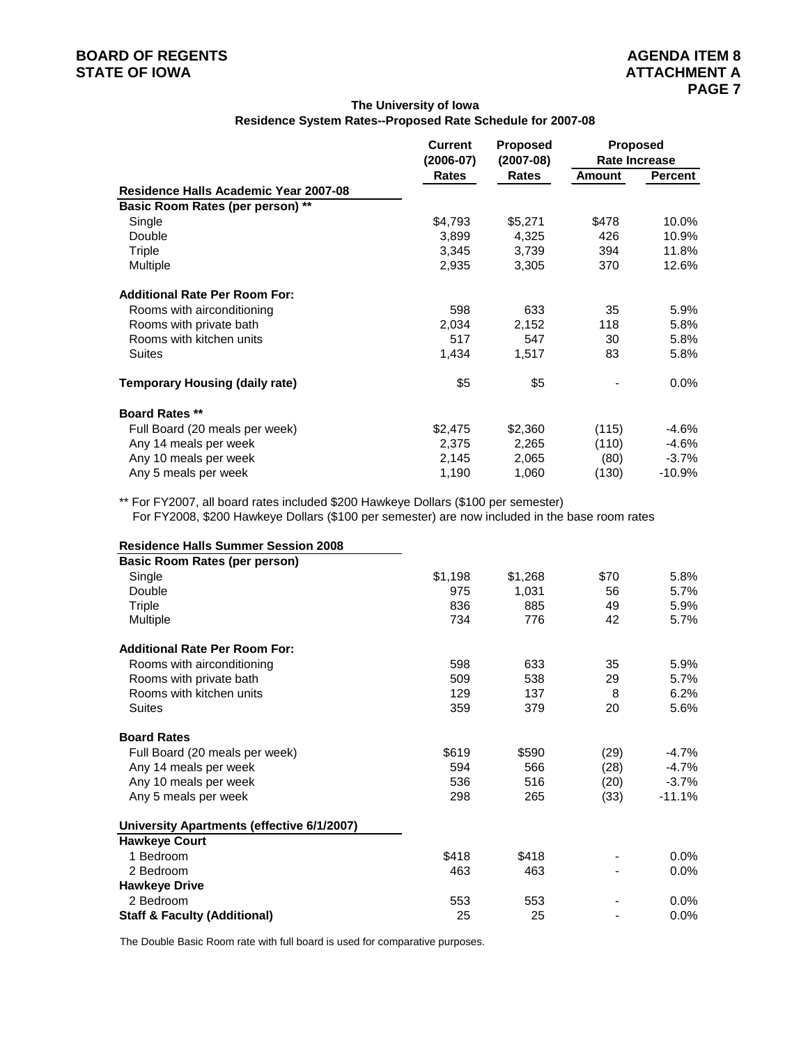**BOARD OF REGENTS**
**STATE OF IOWA**

**AGENDA ITEM 8**
**ATTACHMENT A**
**PAGE 7**

### The University of Iowa
### Residence System Rates--Proposed Rate Schedule for 2007-08

| | Current (2006-07) Rates | Proposed (2007-08) Rates | Proposed Rate Increase | |
|---|---|---|---|---|
| | | | Amount | Percent |
| **Residence Halls Academic Year 2007-08** | | | | |
| **Basic Room Rates (per person) \*\*** | | | | |
| Single | $4,793 | $5,271 | $478 | 10.0% |
| Double | 3,899 | 4,325 | 426 | 10.9% |
| Triple | 3,345 | 3,739 | 394 | 11.8% |
| Multiple | 2,935 | 3,305 | 370 | 12.6% |
| **Additional Rate Per Room For:** | | | | |
| Rooms with airconditioning | 598 | 633 | 35 | 5.9% |
| Rooms with private bath | 2,034 | 2,152 | 118 | 5.8% |
| Rooms with kitchen units | 517 | 547 | 30 | 5.8% |
| Suites | 1,434 | 1,517 | 83 | 5.8% |
| **Temporary Housing (daily rate)** | $5 | $5 | - | 0.0% |
| **Board Rates \*\*** | | | | |
| Full Board (20 meals per week) | $2,475 | $2,360 | (115) | -4.6% |
| Any 14 meals per week | 2,375 | 2,265 | (110) | -4.6% |
| Any 10 meals per week | 2,145 | 2,065 | (80) | -3.7% |
| Any 5 meals per week | 1,190 | 1,060 | (130) | -10.9% |

\*\* For FY2007, all board rates included $200 Hawkeye Dollars ($100 per semester)
For FY2008, $200 Hawkeye Dollars ($100 per semester) are now included in the base room rates

| | Current (2006-07) Rates | Proposed (2007-08) Rates | Amount | Percent |
|---|---|---|---|---|
| **Residence Halls Summer Session 2008** | | | | |
| **Basic Room Rates (per person)** | | | | |
| Single | $1,198 | $1,268 | $70 | 5.8% |
| Double | 975 | 1,031 | 56 | 5.7% |
| Triple | 836 | 885 | 49 | 5.9% |
| Multiple | 734 | 776 | 42 | 5.7% |
| **Additional Rate Per Room For:** | | | | |
| Rooms with airconditioning | 598 | 633 | 35 | 5.9% |
| Rooms with private bath | 509 | 538 | 29 | 5.7% |
| Rooms with kitchen units | 129 | 137 | 8 | 6.2% |
| Suites | 359 | 379 | 20 | 5.6% |
| **Board Rates** | | | | |
| Full Board (20 meals per week) | $619 | $590 | (29) | -4.7% |
| Any 14 meals per week | 594 | 566 | (28) | -4.7% |
| Any 10 meals per week | 536 | 516 | (20) | -3.7% |
| Any 5 meals per week | 298 | 265 | (33) | -11.1% |
| **University Apartments (effective 6/1/2007)** | | | | |
| **Hawkeye Court** | | | | |
| 1 Bedroom | $418 | $418 | - | 0.0% |
| 2 Bedroom | 463 | 463 | - | 0.0% |
| **Hawkeye Drive** | | | | |
| 2 Bedroom | 553 | 553 | - | 0.0% |
| **Staff & Faculty (Additional)** | 25 | 25 | - | 0.0% |

The Double Basic Room rate with full board is used for comparative purposes.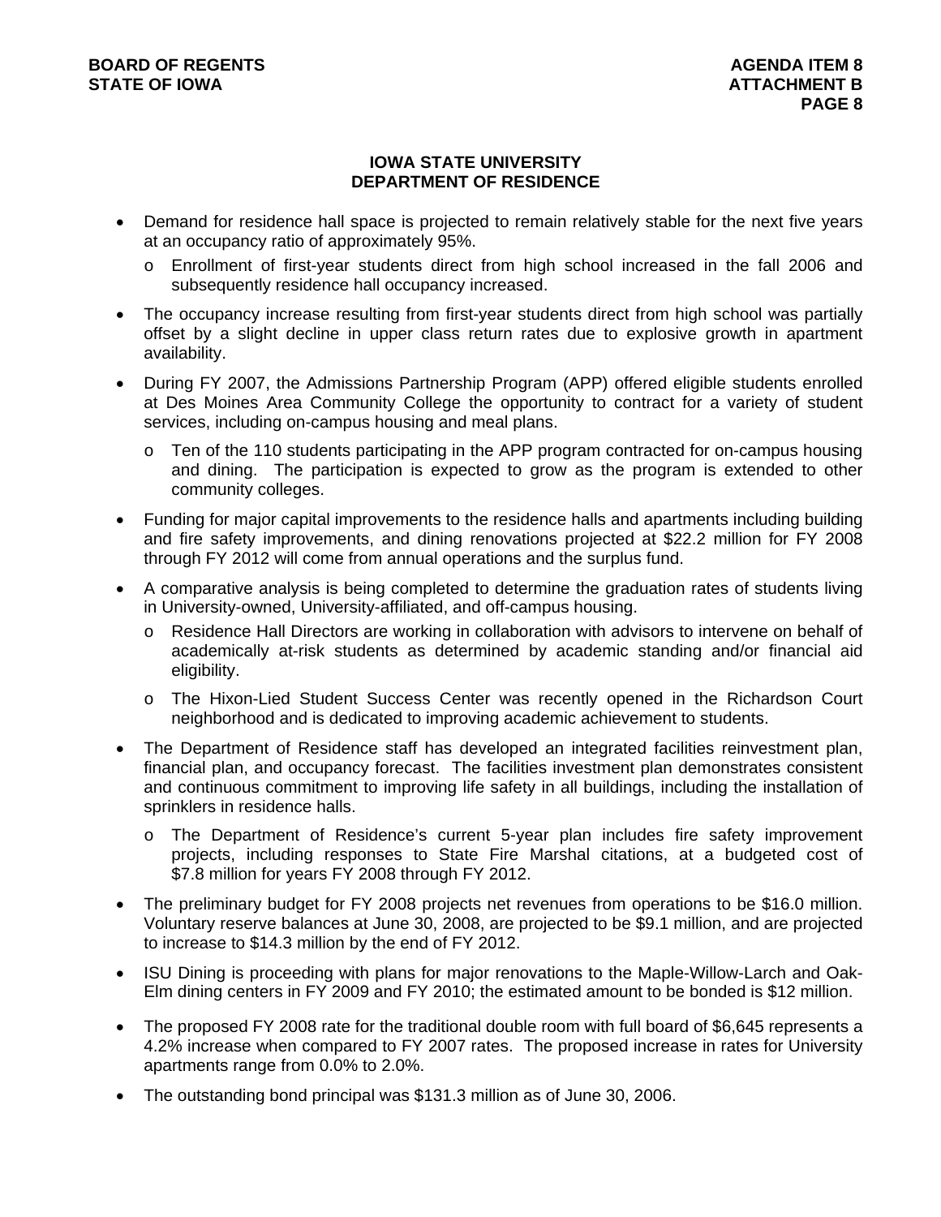## IOWA STATE UNIVERSITY
## DEPARTMENT OF RESIDENCE

- Demand for residence hall space is projected to remain relatively stable for the next five years at an occupancy ratio of approximately 95%.
  - Enrollment of first-year students direct from high school increased in the fall 2006 and subsequently residence hall occupancy increased.
- The occupancy increase resulting from first-year students direct from high school was partially offset by a slight decline in upper class return rates due to explosive growth in apartment availability.
- During FY 2007, the Admissions Partnership Program (APP) offered eligible students enrolled at Des Moines Area Community College the opportunity to contract for a variety of student services, including on-campus housing and meal plans.
  - Ten of the 110 students participating in the APP program contracted for on-campus housing and dining. The participation is expected to grow as the program is extended to other community colleges.
- Funding for major capital improvements to the residence halls and apartments including building and fire safety improvements, and dining renovations projected at $22.2 million for FY 2008 through FY 2012 will come from annual operations and the surplus fund.
- A comparative analysis is being completed to determine the graduation rates of students living in University-owned, University-affiliated, and off-campus housing.
  - Residence Hall Directors are working in collaboration with advisors to intervene on behalf of academically at-risk students as determined by academic standing and/or financial aid eligibility.
  - The Hixon-Lied Student Success Center was recently opened in the Richardson Court neighborhood and is dedicated to improving academic achievement to students.
- The Department of Residence staff has developed an integrated facilities reinvestment plan, financial plan, and occupancy forecast. The facilities investment plan demonstrates consistent and continuous commitment to improving life safety in all buildings, including the installation of sprinklers in residence halls.
  - The Department of Residence's current 5-year plan includes fire safety improvement projects, including responses to State Fire Marshal citations, at a budgeted cost of $7.8 million for years FY 2008 through FY 2012.
- The preliminary budget for FY 2008 projects net revenues from operations to be $16.0 million. Voluntary reserve balances at June 30, 2008, are projected to be $9.1 million, and are projected to increase to $14.3 million by the end of FY 2012.
- ISU Dining is proceeding with plans for major renovations to the Maple-Willow-Larch and Oak-Elm dining centers in FY 2009 and FY 2010; the estimated amount to be bonded is $12 million.
- The proposed FY 2008 rate for the traditional double room with full board of $6,645 represents a 4.2% increase when compared to FY 2007 rates. The proposed increase in rates for University apartments range from 0.0% to 2.0%.
- The outstanding bond principal was $131.3 million as of June 30, 2006.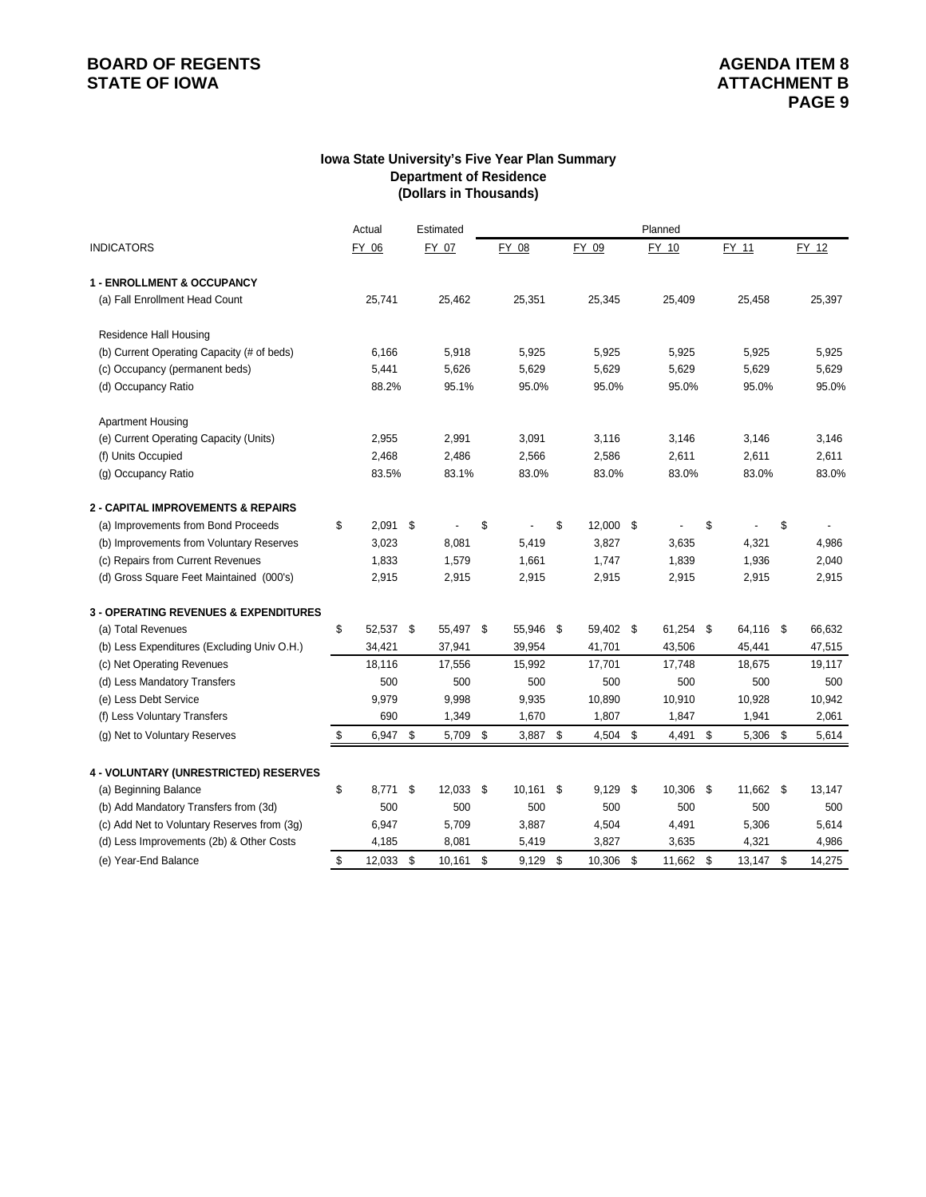**BOARD OF REGENTS**
**STATE OF IOWA**

**AGENDA ITEM 8**
**ATTACHMENT B**
**PAGE 9**

### Iowa State University's Five Year Plan Summary
### Department of Residence
### (Dollars in Thousands)

| INDICATORS | Actual FY 06 | Estimated FY 07 | Planned FY 08 | FY 09 | FY 10 | FY 11 | FY 12 |
|---|---|---|---|---|---|---|---|
| **1 - ENROLLMENT & OCCUPANCY** | | | | | | | |
| (a) Fall Enrollment Head Count | 25,741 | 25,462 | 25,351 | 25,345 | 25,409 | 25,458 | 25,397 |
| Residence Hall Housing | | | | | | | |
| (b) Current Operating Capacity (# of beds) | 6,166 | 5,918 | 5,925 | 5,925 | 5,925 | 5,925 | 5,925 |
| (c) Occupancy (permanent beds) | 5,441 | 5,626 | 5,629 | 5,629 | 5,629 | 5,629 | 5,629 |
| (d) Occupancy Ratio | 88.2% | 95.1% | 95.0% | 95.0% | 95.0% | 95.0% | 95.0% |
| Apartment Housing | | | | | | | |
| (e) Current Operating Capacity (Units) | 2,955 | 2,991 | 3,091 | 3,116 | 3,146 | 3,146 | 3,146 |
| (f) Units Occupied | 2,468 | 2,486 | 2,566 | 2,586 | 2,611 | 2,611 | 2,611 |
| (g) Occupancy Ratio | 83.5% | 83.1% | 83.0% | 83.0% | 83.0% | 83.0% | 83.0% |
| **2 - CAPITAL IMPROVEMENTS & REPAIRS** | | | | | | | |
| (a) Improvements from Bond Proceeds | $ 2,091 | $ - | $ - | $ 12,000 | $ - | $ - | $ - |
| (b) Improvements from Voluntary Reserves | 3,023 | 8,081 | 5,419 | 3,827 | 3,635 | 4,321 | 4,986 |
| (c) Repairs from Current Revenues | 1,833 | 1,579 | 1,661 | 1,747 | 1,839 | 1,936 | 2,040 |
| (d) Gross Square Feet Maintained (000's) | 2,915 | 2,915 | 2,915 | 2,915 | 2,915 | 2,915 | 2,915 |
| **3 - OPERATING REVENUES & EXPENDITURES** | | | | | | | |
| (a) Total Revenues | $ 52,537 | $ 55,497 | $ 55,946 | $ 59,402 | $ 61,254 | $ 64,116 | $ 66,632 |
| (b) Less Expenditures (Excluding Univ O.H.) | 34,421 | 37,941 | 39,954 | 41,701 | 43,506 | 45,441 | 47,515 |
| (c) Net Operating Revenues | 18,116 | 17,556 | 15,992 | 17,701 | 17,748 | 18,675 | 19,117 |
| (d) Less Mandatory Transfers | 500 | 500 | 500 | 500 | 500 | 500 | 500 |
| (e) Less Debt Service | 9,979 | 9,998 | 9,935 | 10,890 | 10,910 | 10,928 | 10,942 |
| (f) Less Voluntary Transfers | 690 | 1,349 | 1,670 | 1,807 | 1,847 | 1,941 | 2,061 |
| (g) Net to Voluntary Reserves | $ 6,947 | $ 5,709 | $ 3,887 | $ 4,504 | $ 4,491 | $ 5,306 | $ 5,614 |
| **4 - VOLUNTARY (UNRESTRICTED) RESERVES** | | | | | | | |
| (a) Beginning Balance | $ 8,771 | $ 12,033 | $ 10,161 | $ 9,129 | $ 10,306 | $ 11,662 | $ 13,147 |
| (b) Add Mandatory Transfers from (3d) | 500 | 500 | 500 | 500 | 500 | 500 | 500 |
| (c) Add Net to Voluntary Reserves from (3g) | 6,947 | 5,709 | 3,887 | 4,504 | 4,491 | 5,306 | 5,614 |
| (d) Less Improvements (2b) & Other Costs | 4,185 | 8,081 | 5,419 | 3,827 | 3,635 | 4,321 | 4,986 |
| (e) Year-End Balance | $ 12,033 | $ 10,161 | $ 9,129 | $ 10,306 | $ 11,662 | $ 13,147 | $ 14,275 |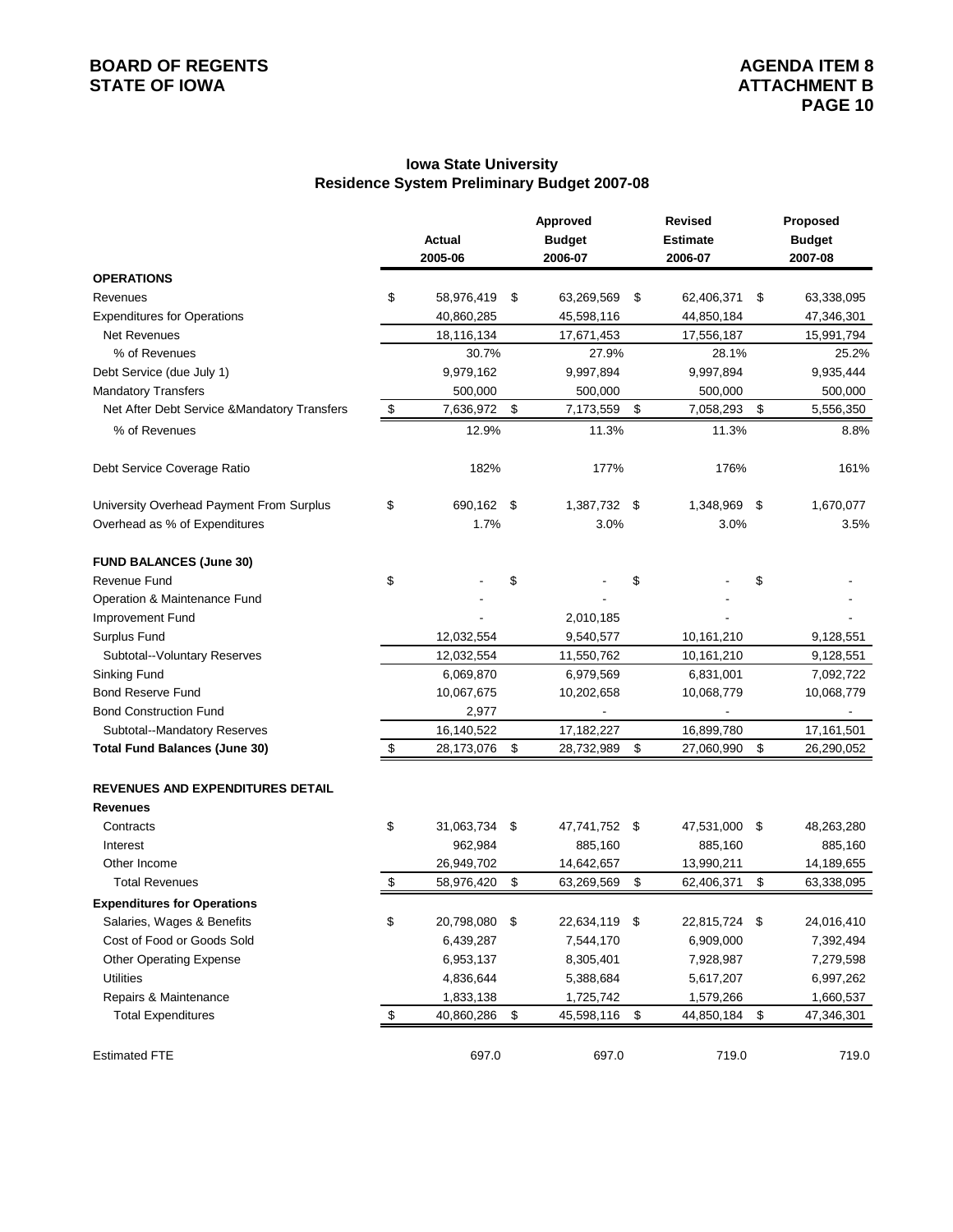**BOARD OF REGENTS**
**STATE OF IOWA**

**AGENDA ITEM 8**
**ATTACHMENT B**

## Iowa State University
## Residence System Preliminary Budget 2007-08

| | Actual 2005-06 | Approved Budget 2006-07 | Revised Estimate 2006-07 | Proposed Budget 2007-08 |
|---|---|---|---|---|
| **OPERATIONS** | | | | |
| Revenues | $ 58,976,419 | $ 63,269,569 | $ 62,406,371 | $ 63,338,095 |
| Expenditures for Operations | 40,860,285 | 45,598,116 | 44,850,184 | 47,346,301 |
| Net Revenues | 18,116,134 | 17,671,453 | 17,556,187 | 15,991,794 |
| % of Revenues | 30.7% | 27.9% | 28.1% | 25.2% |
| Debt Service (due July 1) | 9,979,162 | 9,997,894 | 9,997,894 | 9,935,444 |
| Mandatory Transfers | 500,000 | 500,000 | 500,000 | 500,000 |
| Net After Debt Service &Mandatory Transfers | $ 7,636,972 | $ 7,173,559 | $ 7,058,293 | $ 5,556,350 |
| % of Revenues | 12.9% | 11.3% | 11.3% | 8.8% |
| Debt Service Coverage Ratio | 182% | 177% | 176% | 161% |
| University Overhead Payment From Surplus | $ 690,162 | $ 1,387,732 | $ 1,348,969 | $ 1,670,077 |
| Overhead as % of Expenditures | 1.7% | 3.0% | 3.0% | 3.5% |
| **FUND BALANCES (June 30)** | | | | |
| Revenue Fund | $ - | $ - | $ - | $ - |
| Operation & Maintenance Fund | - | - | - | - |
| Improvement Fund | - | 2,010,185 | - | - |
| Surplus Fund | 12,032,554 | 9,540,577 | 10,161,210 | 9,128,551 |
| Subtotal--Voluntary Reserves | 12,032,554 | 11,550,762 | 10,161,210 | 9,128,551 |
| Sinking Fund | 6,069,870 | 6,979,569 | 6,831,001 | 7,092,722 |
| Bond Reserve Fund | 10,067,675 | 10,202,658 | 10,068,779 | 10,068,779 |
| Bond Construction Fund | 2,977 | - | - | - |
| Subtotal--Mandatory Reserves | 16,140,522 | 17,182,227 | 16,899,780 | 17,161,501 |
| **Total Fund Balances (June 30)** | $ 28,173,076 | $ 28,732,989 | $ 27,060,990 | $ 26,290,052 |
| **REVENUES AND EXPENDITURES DETAIL** | | | | |
| **Revenues** | | | | |
| Contracts | $ 31,063,734 | $ 47,741,752 | $ 47,531,000 | $ 48,263,280 |
| Interest | 962,984 | 885,160 | 885,160 | 885,160 |
| Other Income | 26,949,702 | 14,642,657 | 13,990,211 | 14,189,655 |
| Total Revenues | $ 58,976,420 | $ 63,269,569 | $ 62,406,371 | $ 63,338,095 |
| **Expenditures for Operations** | | | | |
| Salaries, Wages & Benefits | $ 20,798,080 | $ 22,634,119 | $ 22,815,724 | $ 24,016,410 |
| Cost of Food or Goods Sold | 6,439,287 | 7,544,170 | 6,909,000 | 7,392,494 |
| Other Operating Expense | 6,953,137 | 8,305,401 | 7,928,987 | 7,279,598 |
| Utilities | 4,836,644 | 5,388,684 | 5,617,207 | 6,997,262 |
| Repairs & Maintenance | 1,833,138 | 1,725,742 | 1,579,266 | 1,660,537 |
| Total Expenditures | $ 40,860,286 | $ 45,598,116 | $ 44,850,184 | $ 47,346,301 |
| Estimated FTE | 697.0 | 697.0 | 719.0 | 719.0 |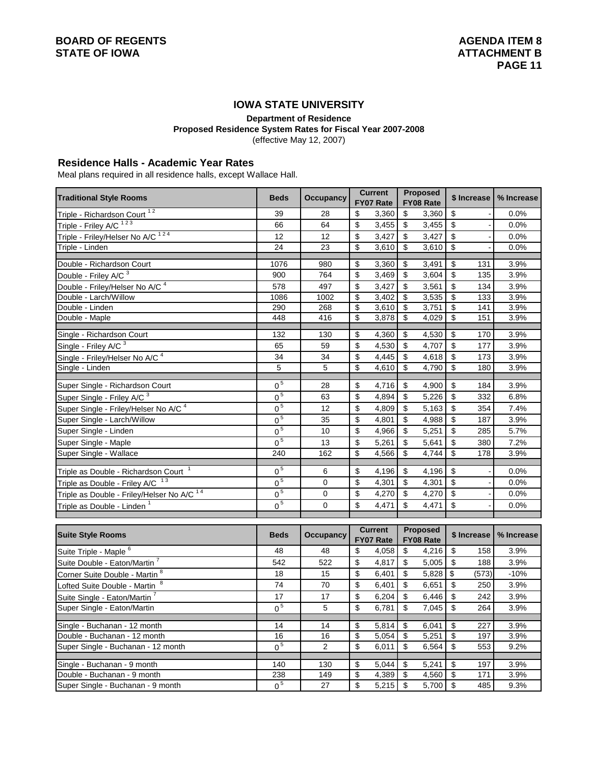## IOWA STATE UNIVERSITY

**Department of Residence**
**Proposed Residence System Rates for Fiscal Year 2007-2008**
(effective May 12, 2007)

### Residence Halls - Academic Year Rates

Meal plans required in all residence halls, except Wallace Hall.

| Traditional Style Rooms | Beds | Occupancy | Current FY07 Rate | Proposed FY08 Rate | $ Increase | % Increase |
|---|---|---|---|---|---|---|
| Triple - Richardson Court [1 2] | 39 | 28 | $ 3,360 | $ 3,360 | $ - | 0.0% |
| Triple - Friley A/C [1 2 3] | 66 | 64 | $ 3,455 | $ 3,455 | $ - | 0.0% |
| Triple - Friley/Helser No A/C [1 2 4] | 12 | 12 | $ 3,427 | $ 3,427 | $ - | 0.0% |
| Triple - Linden | 24 | 23 | $ 3,610 | $ 3,610 | $ - | 0.0% |
| | | | | | | |
| Double - Richardson Court | 1076 | 980 | $ 3,360 | $ 3,491 | $ 131 | 3.9% |
| Double - Friley A/C [3] | 900 | 764 | $ 3,469 | $ 3,604 | $ 135 | 3.9% |
| Double - Friley/Helser No A/C [4] | 578 | 497 | $ 3,427 | $ 3,561 | $ 134 | 3.9% |
| Double - Larch/Willow | 1086 | 1002 | $ 3,402 | $ 3,535 | $ 133 | 3.9% |
| Double - Linden | 290 | 268 | $ 3,610 | $ 3,751 | $ 141 | 3.9% |
| Double - Maple | 448 | 416 | $ 3,878 | $ 4,029 | $ 151 | 3.9% |
| | | | | | | |
| Single - Richardson Court | 132 | 130 | $ 4,360 | $ 4,530 | $ 170 | 3.9% |
| Single - Friley A/C [3] | 65 | 59 | $ 4,530 | $ 4,707 | $ 177 | 3.9% |
| Single - Friley/Helser No A/C [4] | 34 | 34 | $ 4,445 | $ 4,618 | $ 173 | 3.9% |
| Single - Linden | 5 | 5 | $ 4,610 | $ 4,790 | $ 180 | 3.9% |
| | | | | | | |
| Super Single - Richardson Court | 0 [5] | 28 | $ 4,716 | $ 4,900 | $ 184 | 3.9% |
| Super Single - Friley A/C [3] | 0 [5] | 63 | $ 4,894 | $ 5,226 | $ 332 | 6.8% |
| Super Single - Friley/Helser No A/C [4] | 0 [5] | 12 | $ 4,809 | $ 5,163 | $ 354 | 7.4% |
| Super Single - Larch/Willow | 0 [5] | 35 | $ 4,801 | $ 4,988 | $ 187 | 3.9% |
| Super Single - Linden | 0 [5] | 10 | $ 4,966 | $ 5,251 | $ 285 | 5.7% |
| Super Single - Maple | 0 [5] | 13 | $ 5,261 | $ 5,641 | $ 380 | 7.2% |
| Super Single - Wallace | 240 | 162 | $ 4,566 | $ 4,744 | $ 178 | 3.9% |
| | | | | | | |
| Triple as Double - Richardson Court [1] | 0 [5] | 6 | $ 4,196 | $ 4,196 | $ - | 0.0% |
| Triple as Double - Friley A/C [1 3] | 0 [5] | 0 | $ 4,301 | $ 4,301 | $ - | 0.0% |
| Triple as Double - Friley/Helser No A/C [1 4] | 0 [5] | 0 | $ 4,270 | $ 4,270 | $ - | 0.0% |
| Triple as Double - Linden [1] | 0 [5] | 0 | $ 4,471 | $ 4,471 | $ - | 0.0% |

| Suite Style Rooms | Beds | Occupancy | Current FY07 Rate | Proposed FY08 Rate | $ Increase | % Increase |
|---|---|---|---|---|---|---|
| Suite Triple - Maple [6] | 48 | 48 | $ 4,058 | $ 4,216 | $ 158 | 3.9% |
| Suite Double - Eaton/Martin [7] | 542 | 522 | $ 4,817 | $ 5,005 | $ 188 | 3.9% |
| Corner Suite Double - Martin [8] | 18 | 15 | $ 6,401 | $ 5,828 | $ (573) | -10% |
| Lofted Suite Double - Martin [8] | 74 | 70 | $ 6,401 | $ 6,651 | $ 250 | 3.9% |
| Suite Single - Eaton/Martin [7] | 17 | 17 | $ 6,204 | $ 6,446 | $ 242 | 3.9% |
| Super Single - Eaton/Martin | 0 [5] | 5 | $ 6,781 | $ 7,045 | $ 264 | 3.9% |
| | | | | | | |
| Single - Buchanan - 12 month | 14 | 14 | $ 5,814 | $ 6,041 | $ 227 | 3.9% |
| Double - Buchanan - 12 month | 16 | 16 | $ 5,054 | $ 5,251 | $ 197 | 3.9% |
| Super Single - Buchanan - 12 month | 0 [5] | 2 | $ 6,011 | $ 6,564 | $ 553 | 9.2% |
| | | | | | | |
| Single - Buchanan - 9 month | 140 | 130 | $ 5,044 | $ 5,241 | $ 197 | 3.9% |
| Double - Buchanan - 9 month | 238 | 149 | $ 4,389 | $ 4,560 | $ 171 | 3.9% |
| Super Single - Buchanan - 9 month | 0 [5] | 27 | $ 5,215 | $ 5,700 | $ 485 | 9.3% |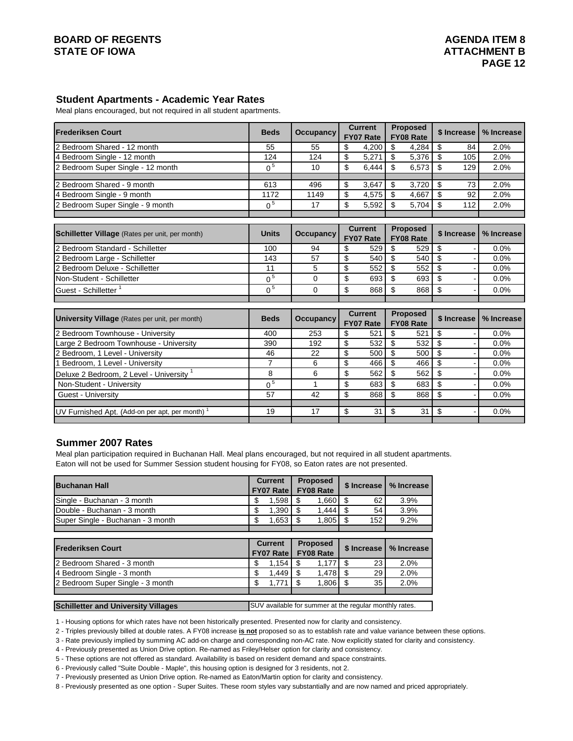## Student Apartments - Academic Year Rates

Meal plans encouraged, but not required in all student apartments.

| Frederiksen Court | Beds | Occupancy | Current FY07 Rate | Proposed FY08 Rate | $ Increase | % Increase |
|---|---|---|---|---|---|---|
| 2 Bedroom Shared - 12 month | 55 | 55 | $ 4,200 | $ 4,284 | $ 84 | 2.0% |
| 4 Bedroom Single - 12 month | 124 | 124 | $ 5,271 | $ 5,376 | $ 105 | 2.0% |
| 2 Bedroom Super Single - 12 month | 0 [5] | 10 | $ 6,444 | $ 6,573 | $ 129 | 2.0% |
| | | | | | | |
| 2 Bedroom Shared - 9 month | 613 | 496 | $ 3,647 | $ 3,720 | $ 73 | 2.0% |
| 4 Bedroom Single - 9 month | 1172 | 1149 | $ 4,575 | $ 4,667 | $ 92 | 2.0% |
| 2 Bedroom Super Single - 9 month | 0 [5] | 17 | $ 5,592 | $ 5,704 | $ 112 | 2.0% |

| Schilletter Village (Rates per unit, per month) | Units | Occupancy | Current FY07 Rate | Proposed FY08 Rate | $ Increase | % Increase |
|---|---|---|---|---|---|---|
| 2 Bedroom Standard - Schilletter | 100 | 94 | $ 529 | $ 529 | $ - | 0.0% |
| 2 Bedroom Large - Schilletter | 143 | 57 | $ 540 | $ 540 | $ - | 0.0% |
| 2 Bedroom Deluxe - Schilletter | 11 | 5 | $ 552 | $ 552 | $ - | 0.0% |
| Non-Student - Schilletter | 0 [5] | 0 | $ 693 | $ 693 | $ - | 0.0% |
| Guest - Schilletter [1] | 0 [5] | 0 | $ 868 | $ 868 | $ - | 0.0% |

| University Village (Rates per unit, per month) | Beds | Occupancy | Current FY07 Rate | Proposed FY08 Rate | $ Increase | % Increase |
|---|---|---|---|---|---|---|
| 2 Bedroom Townhouse - University | 400 | 253 | $ 521 | $ 521 | $ - | 0.0% |
| Large 2 Bedroom Townhouse - University | 390 | 192 | $ 532 | $ 532 | $ - | 0.0% |
| 2 Bedroom, 1 Level - University | 46 | 22 | $ 500 | $ 500 | $ - | 0.0% |
| 1 Bedroom, 1 Level - University | 7 | 6 | $ 466 | $ 466 | $ - | 0.0% |
| Deluxe 2 Bedroom, 2 Level - University [1] | 8 | 6 | $ 562 | $ 562 | $ - | 0.0% |
| Non-Student - University | 0 [5] | 1 | $ 683 | $ 683 | $ - | 0.0% |
| Guest - University | 57 | 42 | $ 868 | $ 868 | $ - | 0.0% |
| | | | | | | |
| UV Furnished Apt. (Add-on per apt, per month) [1] | 19 | 17 | $ 31 | $ 31 | $ - | 0.0% |

## Summer 2007 Rates

Meal plan participation required in Buchanan Hall. Meal plans encouraged, but not required in all student apartments.
Eaton will not be used for Summer Session student housing for FY08, so Eaton rates are not presented.

| Buchanan Hall | Current FY07 Rate | Proposed FY08 Rate | $ Increase | % Increase |
|---|---|---|---|---|
| Single - Buchanan - 3 month | $ 1,598 | $ 1,660 | $ 62 | 3.9% |
| Double - Buchanan - 3 month | $ 1,390 | $ 1,444 | $ 54 | 3.9% |
| Super Single - Buchanan - 3 month | $ 1,653 | $ 1,805 | $ 152 | 9.2% |

| Frederiksen Court | Current FY07 Rate | Proposed FY08 Rate | $ Increase | % Increase |
|---|---|---|---|---|
| 2 Bedroom Shared - 3 month | $ 1,154 | $ 1,177 | $ 23 | 2.0% |
| 4 Bedroom Single - 3 month | $ 1,449 | $ 1,478 | $ 29 | 2.0% |
| 2 Bedroom Super Single - 3 month | $ 1,771 | $ 1,806 | $ 35 | 2.0% |

| Schilletter and University Villages | SUV available for summer at the regular monthly rates. |
|---|---|

1 - Housing options for which rates have not been historically presented. Presented now for clarity and consistency.

2 - Triples previously billed at double rates. A FY08 increase **is not** proposed so as to establish rate and value variance between these options.

3 - Rate previously implied by summing AC add-on charge and corresponding non-AC rate. Now explicitly stated for clarity and consistency.

4 - Previously presented as Union Drive option. Re-named as Friley/Helser option for clarity and consistency.

5 - These options are not offered as standard. Availability is based on resident demand and space constraints.

6 - Previously called "Suite Double - Maple", this housing option is designed for 3 residents, not 2.

7 - Previously presented as Union Drive option. Re-named as Eaton/Martin option for clarity and consistency.

8 - Previously presented as one option - Super Suites. These room styles vary substantially and are now named and priced appropriately.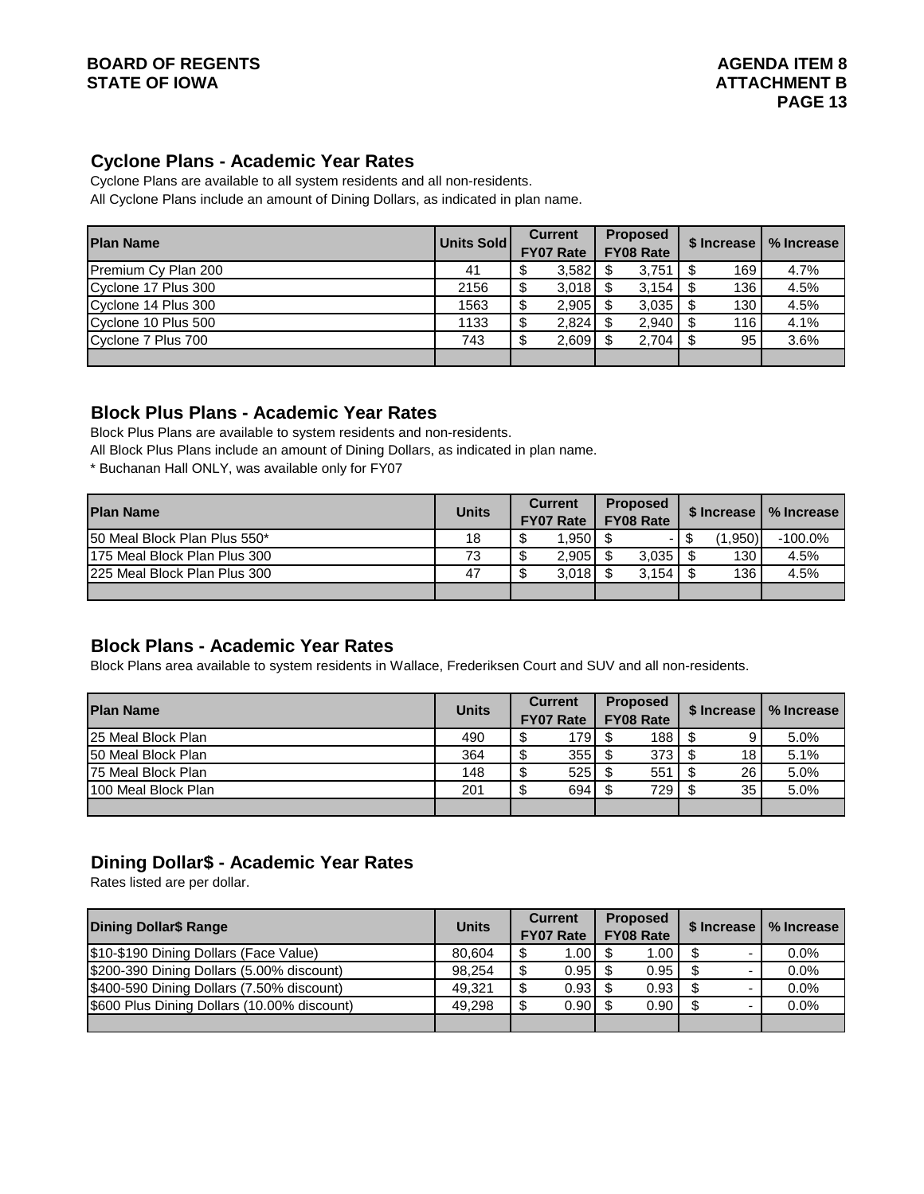## Cyclone Plans - Academic Year Rates

Cyclone Plans are available to all system residents and all non-residents.
All Cyclone Plans include an amount of Dining Dollars, as indicated in plan name.

| Plan Name | Units Sold | Current FY07 Rate | Proposed FY08 Rate | $ Increase | % Increase |
|---|---|---|---|---|---|
| Premium Cy Plan 200 | 41 | $ 3,582 | $ 3,751 | $ 169 | 4.7% |
| Cyclone 17 Plus 300 | 2156 | $ 3,018 | $ 3,154 | $ 136 | 4.5% |
| Cyclone 14 Plus 300 | 1563 | $ 2,905 | $ 3,035 | $ 130 | 4.5% |
| Cyclone 10 Plus 500 | 1133 | $ 2,824 | $ 2,940 | $ 116 | 4.1% |
| Cyclone 7 Plus 700 | 743 | $ 2,609 | $ 2,704 | $ 95 | 3.6% |
| | | | | | |

## Block Plus Plans - Academic Year Rates

Block Plus Plans are available to system residents and non-residents.
All Block Plus Plans include an amount of Dining Dollars, as indicated in plan name.
* Buchanan Hall ONLY, was available only for FY07

| Plan Name | Units | Current FY07 Rate | Proposed FY08 Rate | $ Increase | % Increase |
|---|---|---|---|---|---|
| 50 Meal Block Plan Plus 550* | 18 | $ 1,950 | $ - | $ (1,950) | -100.0% |
| 175 Meal Block Plan Plus 300 | 73 | $ 2,905 | $ 3,035 | $ 130 | 4.5% |
| 225 Meal Block Plan Plus 300 | 47 | $ 3,018 | $ 3,154 | $ 136 | 4.5% |
| | | | | | |

## Block Plans - Academic Year Rates

Block Plans area available to system residents in Wallace, Frederiksen Court and SUV and all non-residents.

| Plan Name | Units | Current FY07 Rate | Proposed FY08 Rate | $ Increase | % Increase |
|---|---|---|---|---|---|
| 25 Meal Block Plan | 490 | $ 179 | $ 188 | $ 9 | 5.0% |
| 50 Meal Block Plan | 364 | $ 355 | $ 373 | $ 18 | 5.1% |
| 75 Meal Block Plan | 148 | $ 525 | $ 551 | $ 26 | 5.0% |
| 100 Meal Block Plan | 201 | $ 694 | $ 729 | $ 35 | 5.0% |
| | | | | | |

## Dining Dollar$ - Academic Year Rates

Rates listed are per dollar.

| Dining Dollar$ Range | Units | Current FY07 Rate | Proposed FY08 Rate | $ Increase | % Increase |
|---|---|---|---|---|---|
| $10-$190 Dining Dollars (Face Value) | 80,604 | $ 1.00 | $ 1.00 | $ - | 0.0% |
| $200-390 Dining Dollars (5.00% discount) | 98,254 | $ 0.95 | $ 0.95 | $ - | 0.0% |
| $400-590 Dining Dollars (7.50% discount) | 49,321 | $ 0.93 | $ 0.93 | $ - | 0.0% |
| $600 Plus Dining Dollars (10.00% discount) | 49,298 | $ 0.90 | $ 0.90 | $ - | 0.0% |
| | | | | | |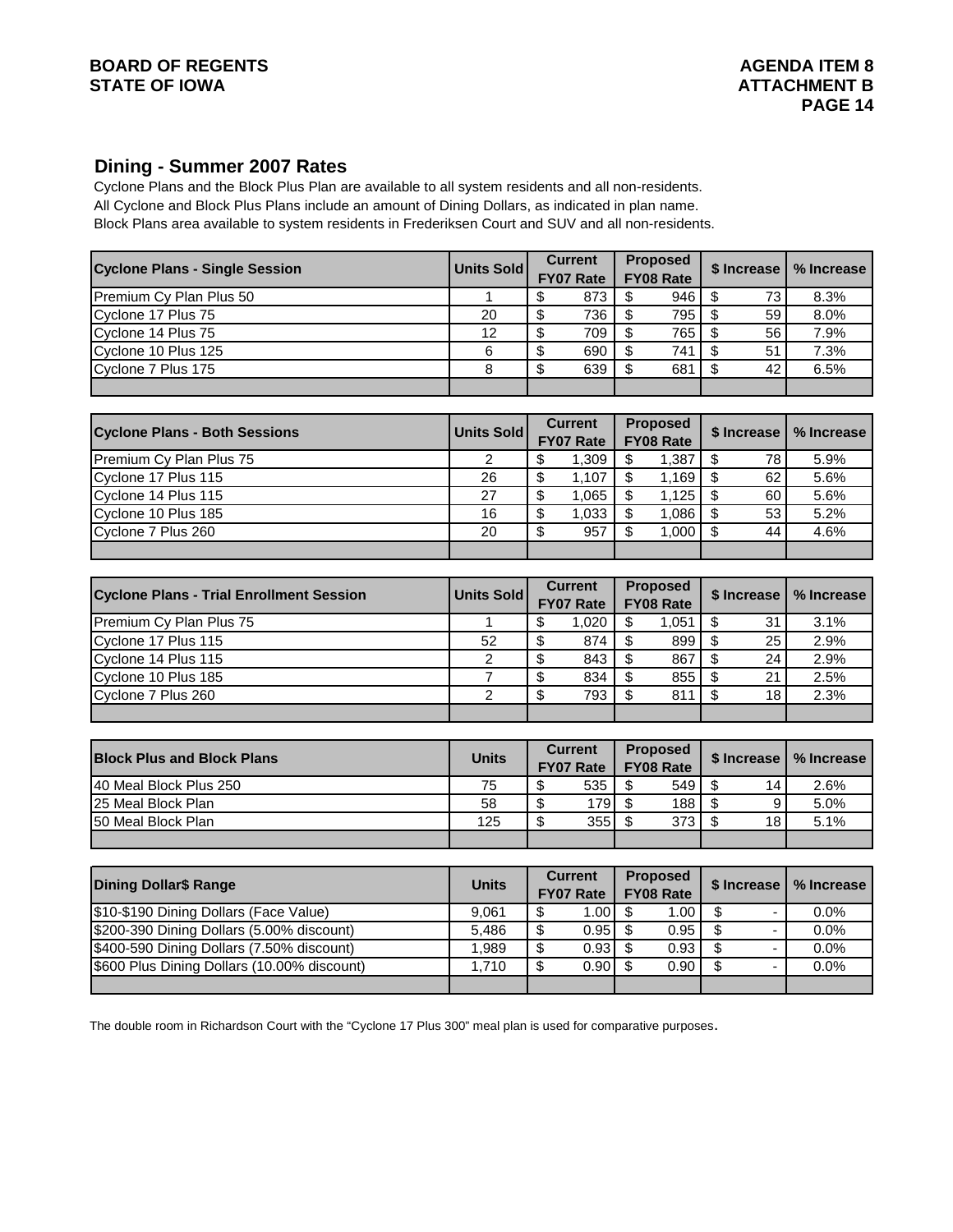## Dining - Summer 2007 Rates

Cyclone Plans and the Block Plus Plan are available to all system residents and all non-residents.
All Cyclone and Block Plus Plans include an amount of Dining Dollars, as indicated in plan name.
Block Plans area available to system residents in Frederiksen Court and SUV and all non-residents.

| Cyclone Plans - Single Session | Units Sold | Current FY07 Rate | Proposed FY08 Rate | $ Increase | % Increase |
|---|---|---|---|---|---|
| Premium Cy Plan Plus 50 | 1 | $ 873 | $ 946 | $ 73 | 8.3% |
| Cyclone 17 Plus 75 | 20 | $ 736 | $ 795 | $ 59 | 8.0% |
| Cyclone 14 Plus 75 | 12 | $ 709 | $ 765 | $ 56 | 7.9% |
| Cyclone 10 Plus 125 | 6 | $ 690 | $ 741 | $ 51 | 7.3% |
| Cyclone 7 Plus 175 | 8 | $ 639 | $ 681 | $ 42 | 6.5% |

| Cyclone Plans - Both Sessions | Units Sold | Current FY07 Rate | Proposed FY08 Rate | $ Increase | % Increase |
|---|---|---|---|---|---|
| Premium Cy Plan Plus 75 | 2 | $ 1,309 | $ 1,387 | $ 78 | 5.9% |
| Cyclone 17 Plus 115 | 26 | $ 1,107 | $ 1,169 | $ 62 | 5.6% |
| Cyclone 14 Plus 115 | 27 | $ 1,065 | $ 1,125 | $ 60 | 5.6% |
| Cyclone 10 Plus 185 | 16 | $ 1,033 | $ 1,086 | $ 53 | 5.2% |
| Cyclone 7 Plus 260 | 20 | $ 957 | $ 1,000 | $ 44 | 4.6% |

| Cyclone Plans - Trial Enrollment Session | Units Sold | Current FY07 Rate | Proposed FY08 Rate | $ Increase | % Increase |
|---|---|---|---|---|---|
| Premium Cy Plan Plus 75 | 1 | $ 1,020 | $ 1,051 | $ 31 | 3.1% |
| Cyclone 17 Plus 115 | 52 | $ 874 | $ 899 | $ 25 | 2.9% |
| Cyclone 14 Plus 115 | 2 | $ 843 | $ 867 | $ 24 | 2.9% |
| Cyclone 10 Plus 185 | 7 | $ 834 | $ 855 | $ 21 | 2.5% |
| Cyclone 7 Plus 260 | 2 | $ 793 | $ 811 | $ 18 | 2.3% |

| Block Plus and Block Plans | Units | Current FY07 Rate | Proposed FY08 Rate | $ Increase | % Increase |
|---|---|---|---|---|---|
| 40 Meal Block Plus 250 | 75 | $ 535 | $ 549 | $ 14 | 2.6% |
| 25 Meal Block Plan | 58 | $ 179 | $ 188 | $ 9 | 5.0% |
| 50 Meal Block Plan | 125 | $ 355 | $ 373 | $ 18 | 5.1% |

| Dining Dollar$ Range | Units | Current FY07 Rate | Proposed FY08 Rate | $ Increase | % Increase |
|---|---|---|---|---|---|
| $10-$190 Dining Dollars (Face Value) | 9,061 | $ 1.00 | $ 1.00 | $ - | 0.0% |
| $200-390 Dining Dollars (5.00% discount) | 5,486 | $ 0.95 | $ 0.95 | $ - | 0.0% |
| $400-590 Dining Dollars (7.50% discount) | 1,989 | $ 0.93 | $ 0.93 | $ - | 0.0% |
| $600 Plus Dining Dollars (10.00% discount) | 1,710 | $ 0.90 | $ 0.90 | $ - | 0.0% |

The double room in Richardson Court with the "Cyclone 17 Plus 300" meal plan is used for comparative purposes.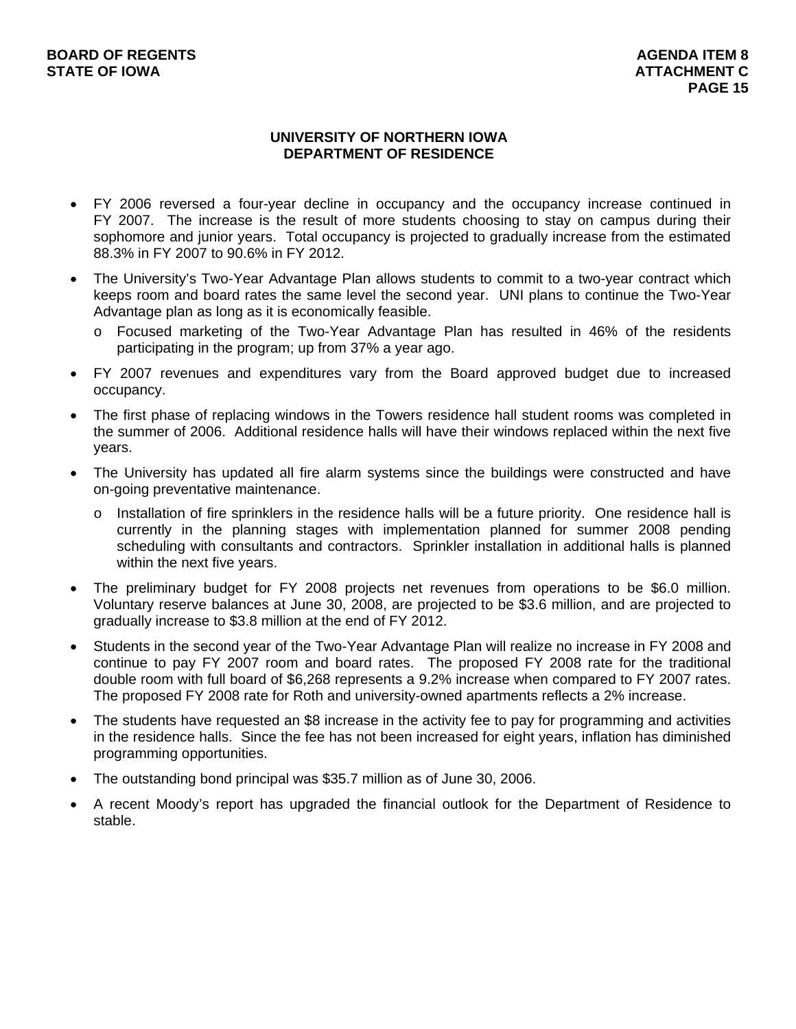## UNIVERSITY OF NORTHERN IOWA
## DEPARTMENT OF RESIDENCE

- FY 2006 reversed a four-year decline in occupancy and the occupancy increase continued in FY 2007. The increase is the result of more students choosing to stay on campus during their sophomore and junior years. Total occupancy is projected to gradually increase from the estimated 88.3% in FY 2007 to 90.6% in FY 2012.
- The University's Two-Year Advantage Plan allows students to commit to a two-year contract which keeps room and board rates the same level the second year. UNI plans to continue the Two-Year Advantage plan as long as it is economically feasible.
  - Focused marketing of the Two-Year Advantage Plan has resulted in 46% of the residents participating in the program; up from 37% a year ago.
- FY 2007 revenues and expenditures vary from the Board approved budget due to increased occupancy.
- The first phase of replacing windows in the Towers residence hall student rooms was completed in the summer of 2006. Additional residence halls will have their windows replaced within the next five years.
- The University has updated all fire alarm systems since the buildings were constructed and have on-going preventative maintenance.
  - Installation of fire sprinklers in the residence halls will be a future priority. One residence hall is currently in the planning stages with implementation planned for summer 2008 pending scheduling with consultants and contractors. Sprinkler installation in additional halls is planned within the next five years.
- The preliminary budget for FY 2008 projects net revenues from operations to be $6.0 million. Voluntary reserve balances at June 30, 2008, are projected to be $3.6 million, and are projected to gradually increase to $3.8 million at the end of FY 2012.
- Students in the second year of the Two-Year Advantage Plan will realize no increase in FY 2008 and continue to pay FY 2007 room and board rates. The proposed FY 2008 rate for the traditional double room with full board of $6,268 represents a 9.2% increase when compared to FY 2007 rates. The proposed FY 2008 rate for Roth and university-owned apartments reflects a 2% increase.
- The students have requested an $8 increase in the activity fee to pay for programming and activities in the residence halls. Since the fee has not been increased for eight years, inflation has diminished programming opportunities.
- The outstanding bond principal was $35.7 million as of June 30, 2006.
- A recent Moody's report has upgraded the financial outlook for the Department of Residence to stable.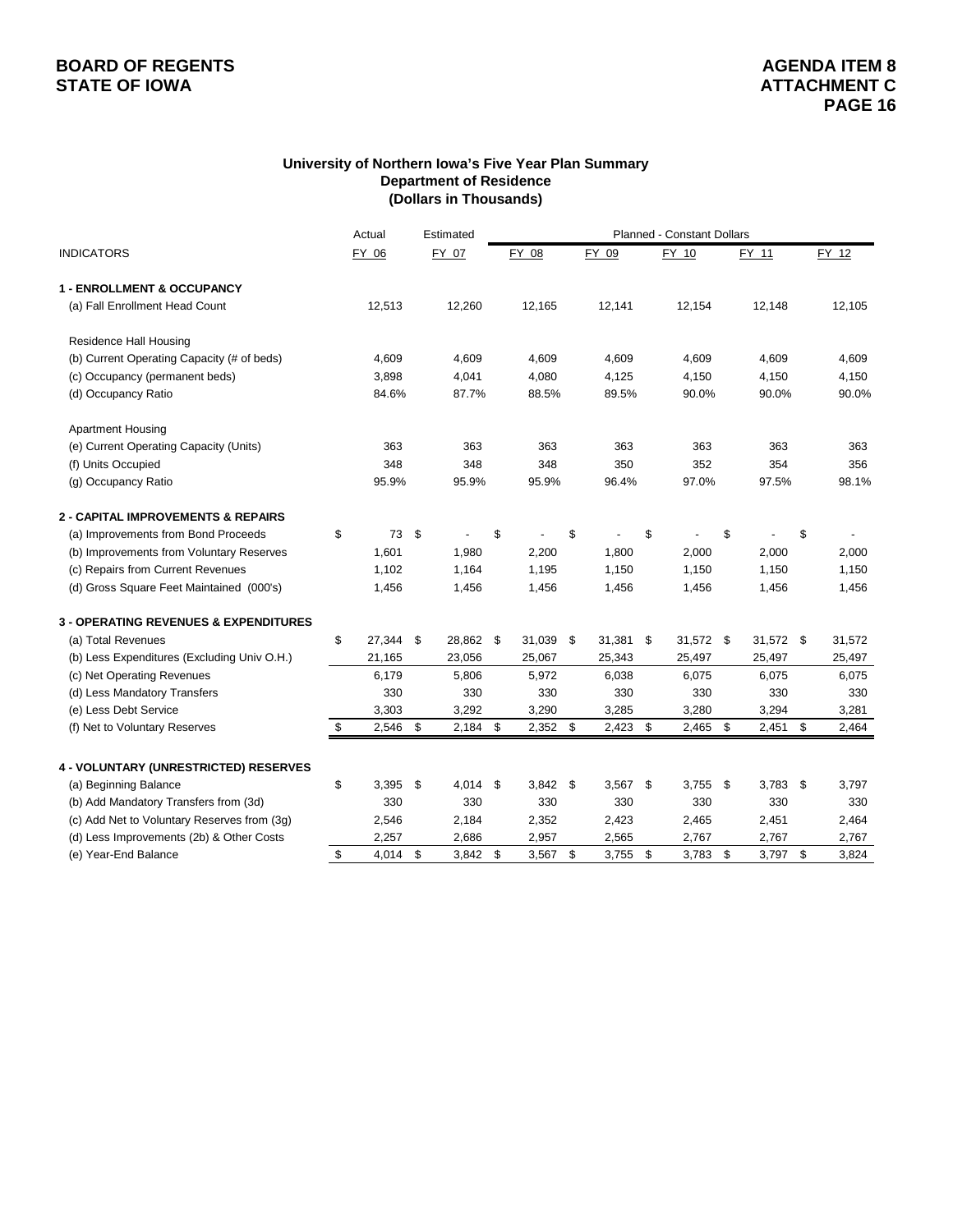**BOARD OF REGENTS**
**STATE OF IOWA**

**AGENDA ITEM 8**
**ATTACHMENT C**

## University of Northern Iowa's Five Year Plan Summary
### Department of Residence
### (Dollars in Thousands)

| | Actual | Estimated | Planned - Constant Dollars | | | | |
|---|---|---|---|---|---|---|---|
| INDICATORS | FY 06 | FY 07 | FY 08 | FY 09 | FY 10 | FY 11 | FY 12 |
| **1 - ENROLLMENT & OCCUPANCY** | | | | | | | |
| (a) Fall Enrollment Head Count | 12,513 | 12,260 | 12,165 | 12,141 | 12,154 | 12,148 | 12,105 |
| Residence Hall Housing | | | | | | | |
| (b) Current Operating Capacity (# of beds) | 4,609 | 4,609 | 4,609 | 4,609 | 4,609 | 4,609 | 4,609 |
| (c) Occupancy (permanent beds) | 3,898 | 4,041 | 4,080 | 4,125 | 4,150 | 4,150 | 4,150 |
| (d) Occupancy Ratio | 84.6% | 87.7% | 88.5% | 89.5% | 90.0% | 90.0% | 90.0% |
| Apartment Housing | | | | | | | |
| (e) Current Operating Capacity (Units) | 363 | 363 | 363 | 363 | 363 | 363 | 363 |
| (f) Units Occupied | 348 | 348 | 348 | 350 | 352 | 354 | 356 |
| (g) Occupancy Ratio | 95.9% | 95.9% | 95.9% | 96.4% | 97.0% | 97.5% | 98.1% |
| **2 - CAPITAL IMPROVEMENTS & REPAIRS** | | | | | | | |
| (a) Improvements from Bond Proceeds | $ 73 | $ - | $ - | $ - | $ - | $ - | $ - |
| (b) Improvements from Voluntary Reserves | 1,601 | 1,980 | 2,200 | 1,800 | 2,000 | 2,000 | 2,000 |
| (c) Repairs from Current Revenues | 1,102 | 1,164 | 1,195 | 1,150 | 1,150 | 1,150 | 1,150 |
| (d) Gross Square Feet Maintained (000's) | 1,456 | 1,456 | 1,456 | 1,456 | 1,456 | 1,456 | 1,456 |
| **3 - OPERATING REVENUES & EXPENDITURES** | | | | | | | |
| (a) Total Revenues | $ 27,344 | $ 28,862 | $ 31,039 | $ 31,381 | $ 31,572 | $ 31,572 | $ 31,572 |
| (b) Less Expenditures (Excluding Univ O.H.) | 21,165 | 23,056 | 25,067 | 25,343 | 25,497 | 25,497 | 25,497 |
| (c) Net Operating Revenues | 6,179 | 5,806 | 5,972 | 6,038 | 6,075 | 6,075 | 6,075 |
| (d) Less Mandatory Transfers | 330 | 330 | 330 | 330 | 330 | 330 | 330 |
| (e) Less Debt Service | 3,303 | 3,292 | 3,290 | 3,285 | 3,280 | 3,294 | 3,281 |
| (f) Net to Voluntary Reserves | $ 2,546 | $ 2,184 | $ 2,352 | $ 2,423 | $ 2,465 | $ 2,451 | $ 2,464 |
| **4 - VOLUNTARY (UNRESTRICTED) RESERVES** | | | | | | | |
| (a) Beginning Balance | $ 3,395 | $ 4,014 | $ 3,842 | $ 3,567 | $ 3,755 | $ 3,783 | $ 3,797 |
| (b) Add Mandatory Transfers from (3d) | 330 | 330 | 330 | 330 | 330 | 330 | 330 |
| (c) Add Net to Voluntary Reserves from (3g) | 2,546 | 2,184 | 2,352 | 2,423 | 2,465 | 2,451 | 2,464 |
| (d) Less Improvements (2b) & Other Costs | 2,257 | 2,686 | 2,957 | 2,565 | 2,767 | 2,767 | 2,767 |
| (e) Year-End Balance | $ 4,014 | $ 3,842 | $ 3,567 | $ 3,755 | $ 3,783 | $ 3,797 | $ 3,824 |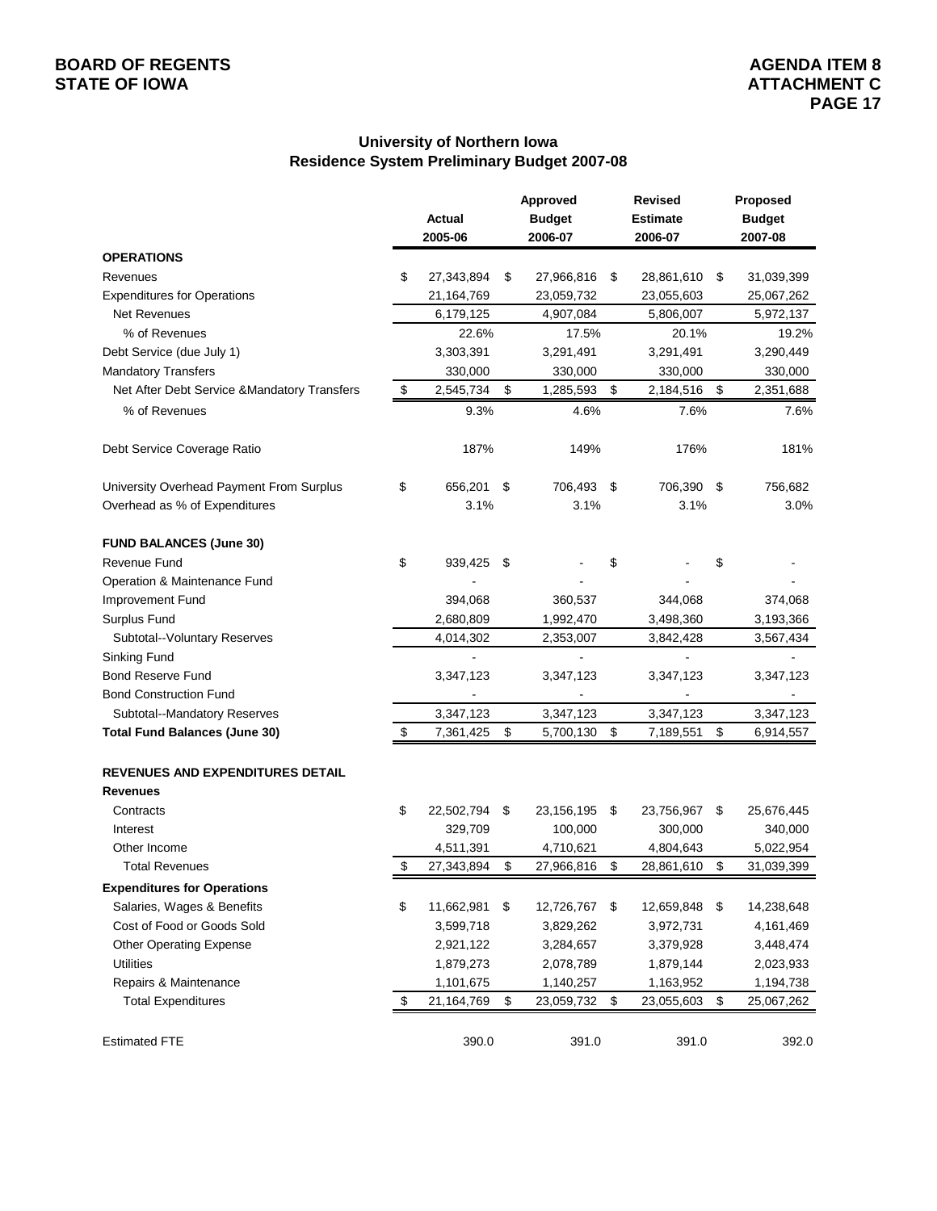**BOARD OF REGENTS**
**STATE OF IOWA**

**AGENDA ITEM 8**
**ATTACHMENT C**

## University of Northern Iowa
## Residence System Preliminary Budget 2007-08

| | Actual 2005-06 | Approved Budget 2006-07 | Revised Estimate 2006-07 | Proposed Budget 2007-08 |
|---|---|---|---|---|
| **OPERATIONS** | | | | |
| Revenues | $ 27,343,894 | $ 27,966,816 | $ 28,861,610 | $ 31,039,399 |
| Expenditures for Operations | 21,164,769 | 23,059,732 | 23,055,603 | 25,067,262 |
| Net Revenues | 6,179,125 | 4,907,084 | 5,806,007 | 5,972,137 |
| % of Revenues | 22.6% | 17.5% | 20.1% | 19.2% |
| Debt Service (due July 1) | 3,303,391 | 3,291,491 | 3,291,491 | 3,290,449 |
| Mandatory Transfers | 330,000 | 330,000 | 330,000 | 330,000 |
| Net After Debt Service &Mandatory Transfers | $ 2,545,734 | $ 1,285,593 | $ 2,184,516 | $ 2,351,688 |
| % of Revenues | 9.3% | 4.6% | 7.6% | 7.6% |
| Debt Service Coverage Ratio | 187% | 149% | 176% | 181% |
| University Overhead Payment From Surplus | $ 656,201 | $ 706,493 | $ 706,390 | $ 756,682 |
| Overhead as % of Expenditures | 3.1% | 3.1% | 3.1% | 3.0% |
| **FUND BALANCES (June 30)** | | | | |
| Revenue Fund | $ 939,425 | $ - | $ - | $ - |
| Operation & Maintenance Fund | - | - | - | - |
| Improvement Fund | 394,068 | 360,537 | 344,068 | 374,068 |
| Surplus Fund | 2,680,809 | 1,992,470 | 3,498,360 | 3,193,366 |
| Subtotal--Voluntary Reserves | 4,014,302 | 2,353,007 | 3,842,428 | 3,567,434 |
| Sinking Fund | - | - | - | - |
| Bond Reserve Fund | 3,347,123 | 3,347,123 | 3,347,123 | 3,347,123 |
| Bond Construction Fund | - | - | - | - |
| Subtotal--Mandatory Reserves | 3,347,123 | 3,347,123 | 3,347,123 | 3,347,123 |
| **Total Fund Balances (June 30)** | $ 7,361,425 | $ 5,700,130 | $ 7,189,551 | $ 6,914,557 |
| **REVENUES AND EXPENDITURES DETAIL** | | | | |
| **Revenues** | | | | |
| Contracts | $ 22,502,794 | $ 23,156,195 | $ 23,756,967 | $ 25,676,445 |
| Interest | 329,709 | 100,000 | 300,000 | 340,000 |
| Other Income | 4,511,391 | 4,710,621 | 4,804,643 | 5,022,954 |
| Total Revenues | $ 27,343,894 | $ 27,966,816 | $ 28,861,610 | $ 31,039,399 |
| **Expenditures for Operations** | | | | |
| Salaries, Wages & Benefits | $ 11,662,981 | $ 12,726,767 | $ 12,659,848 | $ 14,238,648 |
| Cost of Food or Goods Sold | 3,599,718 | 3,829,262 | 3,972,731 | 4,161,469 |
| Other Operating Expense | 2,921,122 | 3,284,657 | 3,379,928 | 3,448,474 |
| Utilities | 1,879,273 | 2,078,789 | 1,879,144 | 2,023,933 |
| Repairs & Maintenance | 1,101,675 | 1,140,257 | 1,163,952 | 1,194,738 |
| Total Expenditures | $ 21,164,769 | $ 23,059,732 | $ 23,055,603 | $ 25,067,262 |
| Estimated FTE | 390.0 | 391.0 | 391.0 | 392.0 |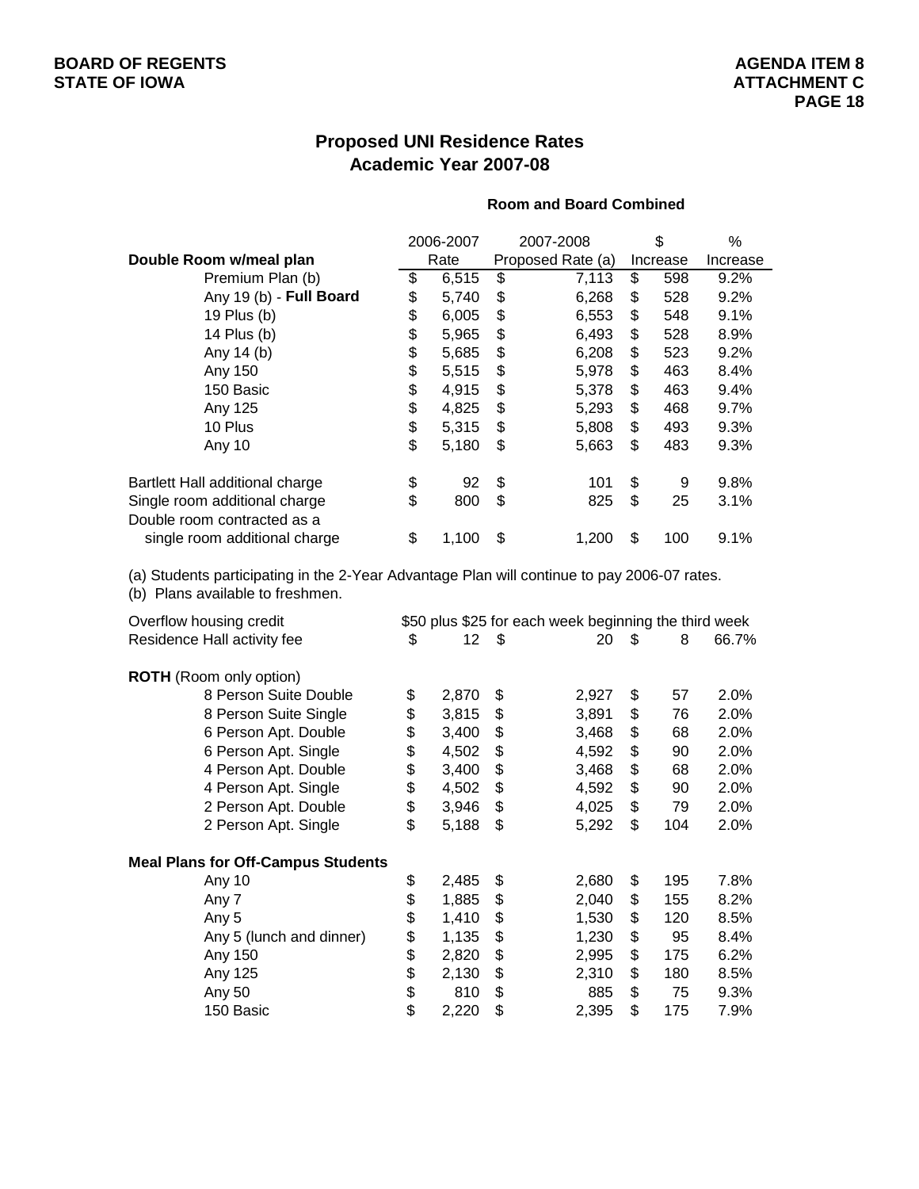# Proposed UNI Residence Rates
## Academic Year 2007-08

**Room and Board Combined**

| Double Room w/meal plan | 2006-2007 Rate | 2007-2008 Proposed Rate (a) | $ Increase | % Increase |
|---|---|---|---|---|
| Premium Plan (b) | $ 6,515 | $ 7,113 | $ 598 | 9.2% |
| Any 19 (b) - **Full Board** | $ 5,740 | $ 6,268 | $ 528 | 9.2% |
| 19 Plus (b) | $ 6,005 | $ 6,553 | $ 548 | 9.1% |
| 14 Plus (b) | $ 5,965 | $ 6,493 | $ 528 | 8.9% |
| Any 14 (b) | $ 5,685 | $ 6,208 | $ 523 | 9.2% |
| Any 150 | $ 5,515 | $ 5,978 | $ 463 | 8.4% |
| 150 Basic | $ 4,915 | $ 5,378 | $ 463 | 9.4% |
| Any 125 | $ 4,825 | $ 5,293 | $ 468 | 9.7% |
| 10 Plus | $ 5,315 | $ 5,808 | $ 493 | 9.3% |
| Any 10 | $ 5,180 | $ 5,663 | $ 483 | 9.3% |
| | | | | |
| Bartlett Hall additional charge | $ 92 | $ 101 | $ 9 | 9.8% |
| Single room additional charge | $ 800 | $ 825 | $ 25 | 3.1% |
| Double room contracted as a single room additional charge | $ 1,100 | $ 1,200 | $ 100 | 9.1% |

(a) Students participating in the 2-Year Advantage Plan will continue to pay 2006-07 rates.
(b) Plans available to freshmen.

| | 2006-2007 Rate | 2007-2008 Proposed Rate (a) | $ Increase | % Increase |
|---|---|---|---|---|
| Overflow housing credit | $50 plus $25 for each week beginning the third week | | | |
| Residence Hall activity fee | $ 12 | $ 20 | $ 8 | 66.7% |
| | | | | |
| **ROTH** (Room only option) | | | | |
| 8 Person Suite Double | $ 2,870 | $ 2,927 | $ 57 | 2.0% |
| 8 Person Suite Single | $ 3,815 | $ 3,891 | $ 76 | 2.0% |
| 6 Person Apt. Double | $ 3,400 | $ 3,468 | $ 68 | 2.0% |
| 6 Person Apt. Single | $ 4,502 | $ 4,592 | $ 90 | 2.0% |
| 4 Person Apt. Double | $ 3,400 | $ 3,468 | $ 68 | 2.0% |
| 4 Person Apt. Single | $ 4,502 | $ 4,592 | $ 90 | 2.0% |
| 2 Person Apt. Double | $ 3,946 | $ 4,025 | $ 79 | 2.0% |
| 2 Person Apt. Single | $ 5,188 | $ 5,292 | $ 104 | 2.0% |
| | | | | |
| **Meal Plans for Off-Campus Students** | | | | |
| Any 10 | $ 2,485 | $ 2,680 | $ 195 | 7.8% |
| Any 7 | $ 1,885 | $ 2,040 | $ 155 | 8.2% |
| Any 5 | $ 1,410 | $ 1,530 | $ 120 | 8.5% |
| Any 5 (lunch and dinner) | $ 1,135 | $ 1,230 | $ 95 | 8.4% |
| Any 150 | $ 2,820 | $ 2,995 | $ 175 | 6.2% |
| Any 125 | $ 2,130 | $ 2,310 | $ 180 | 8.5% |
| Any 50 | $ 810 | $ 885 | $ 75 | 9.3% |
| 150 Basic | $ 2,220 | $ 2,395 | $ 175 | 7.9% |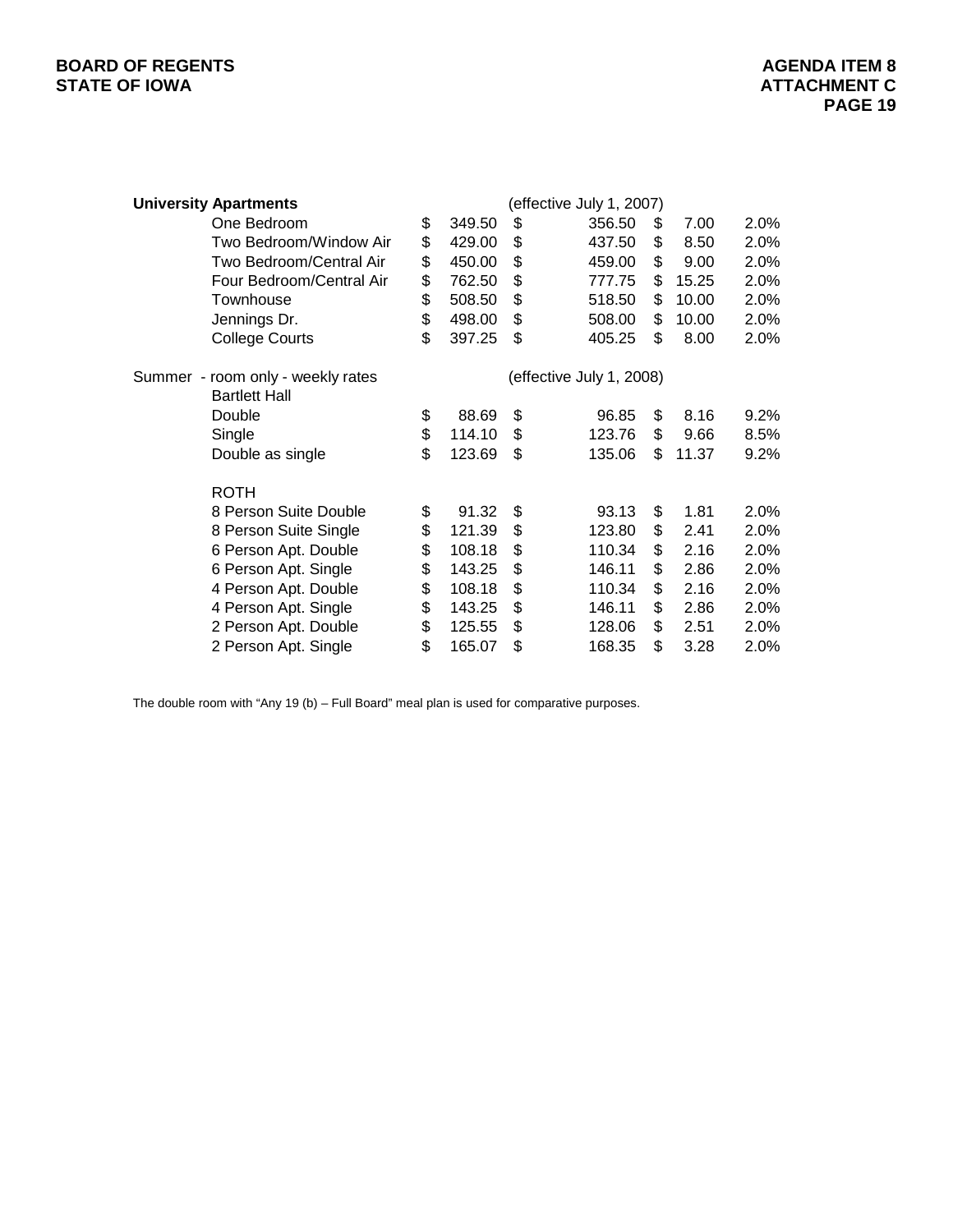| | | | | |
|---|---|---|---|---|
| **University Apartments** | | (effective July 1, 2007) | | |
| One Bedroom | $ 349.50 | $ 356.50 | $ 7.00 | 2.0% |
| Two Bedroom/Window Air | $ 429.00 | $ 437.50 | $ 8.50 | 2.0% |
| Two Bedroom/Central Air | $ 450.00 | $ 459.00 | $ 9.00 | 2.0% |
| Four Bedroom/Central Air | $ 762.50 | $ 777.75 | $ 15.25 | 2.0% |
| Townhouse | $ 508.50 | $ 518.50 | $ 10.00 | 2.0% |
| Jennings Dr. | $ 498.00 | $ 508.00 | $ 10.00 | 2.0% |
| College Courts | $ 397.25 | $ 405.25 | $ 8.00 | 2.0% |
| Summer - room only - weekly rates | | (effective July 1, 2008) | | |
| Bartlett Hall | | | | |
| Double | $ 88.69 | $ 96.85 | $ 8.16 | 9.2% |
| Single | $ 114.10 | $ 123.76 | $ 9.66 | 8.5% |
| Double as single | $ 123.69 | $ 135.06 | $ 11.37 | 9.2% |
| ROTH | | | | |
| 8 Person Suite Double | $ 91.32 | $ 93.13 | $ 1.81 | 2.0% |
| 8 Person Suite Single | $ 121.39 | $ 123.80 | $ 2.41 | 2.0% |
| 6 Person Apt. Double | $ 108.18 | $ 110.34 | $ 2.16 | 2.0% |
| 6 Person Apt. Single | $ 143.25 | $ 146.11 | $ 2.86 | 2.0% |
| 4 Person Apt. Double | $ 108.18 | $ 110.34 | $ 2.16 | 2.0% |
| 4 Person Apt. Single | $ 143.25 | $ 146.11 | $ 2.86 | 2.0% |
| 2 Person Apt. Double | $ 125.55 | $ 128.06 | $ 2.51 | 2.0% |
| 2 Person Apt. Single | $ 165.07 | $ 168.35 | $ 3.28 | 2.0% |

The double room with “Any 19 (b) – Full Board” meal plan is used for comparative purposes.